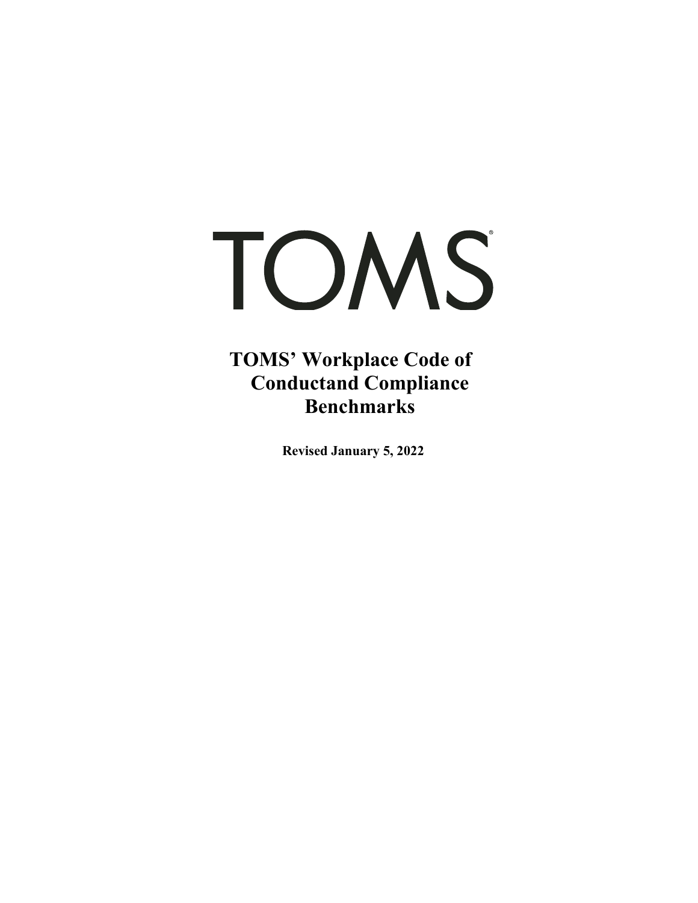# TOMS

# TOMS' Workplace Code of Conductand Compliance Benchmarks

**Revised January 5, 2022**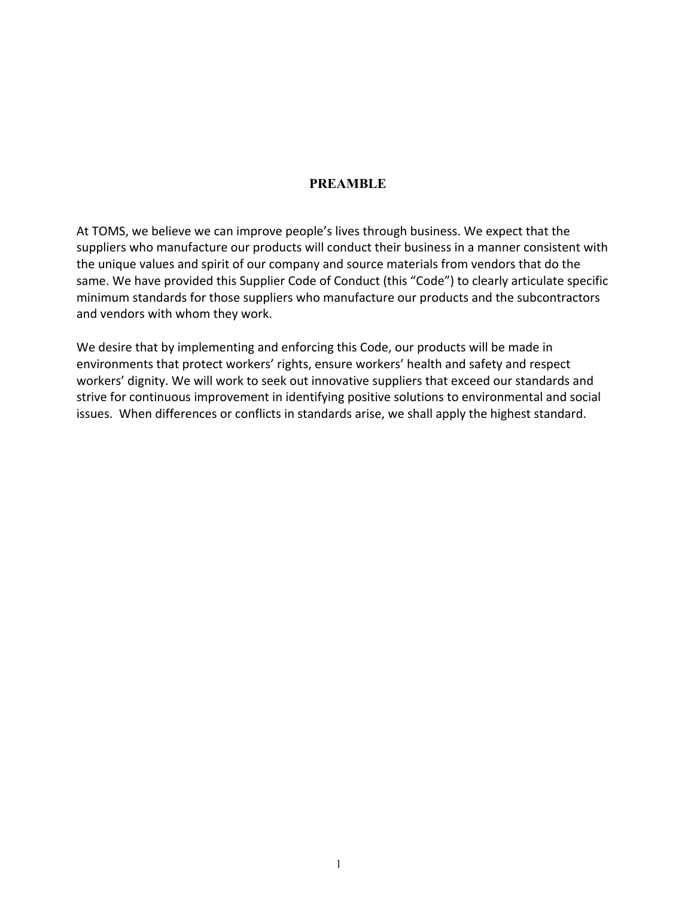# PREAMBLE

At TOMS, we believe we can improve people's lives through business. We expect that the suppliers who manufacture our products will conduct their business in a manner consistent with the unique values and spirit of our company and source materials from vendors that do the same. We have provided this Supplier Code of Conduct (this "Code") to clearly articulate specific minimum standards for those suppliers who manufacture our products and the subcontractors and vendors with whom they work.

We desire that by implementing and enforcing this Code, our products will be made in environments that protect workers' rights, ensure workers' health and safety and respect workers' dignity. We will work to seek out innovative suppliers that exceed our standards and strive for continuous improvement in identifying positive solutions to environmental and social issues. When differences or conflicts in standards arise, we shall apply the highest standard.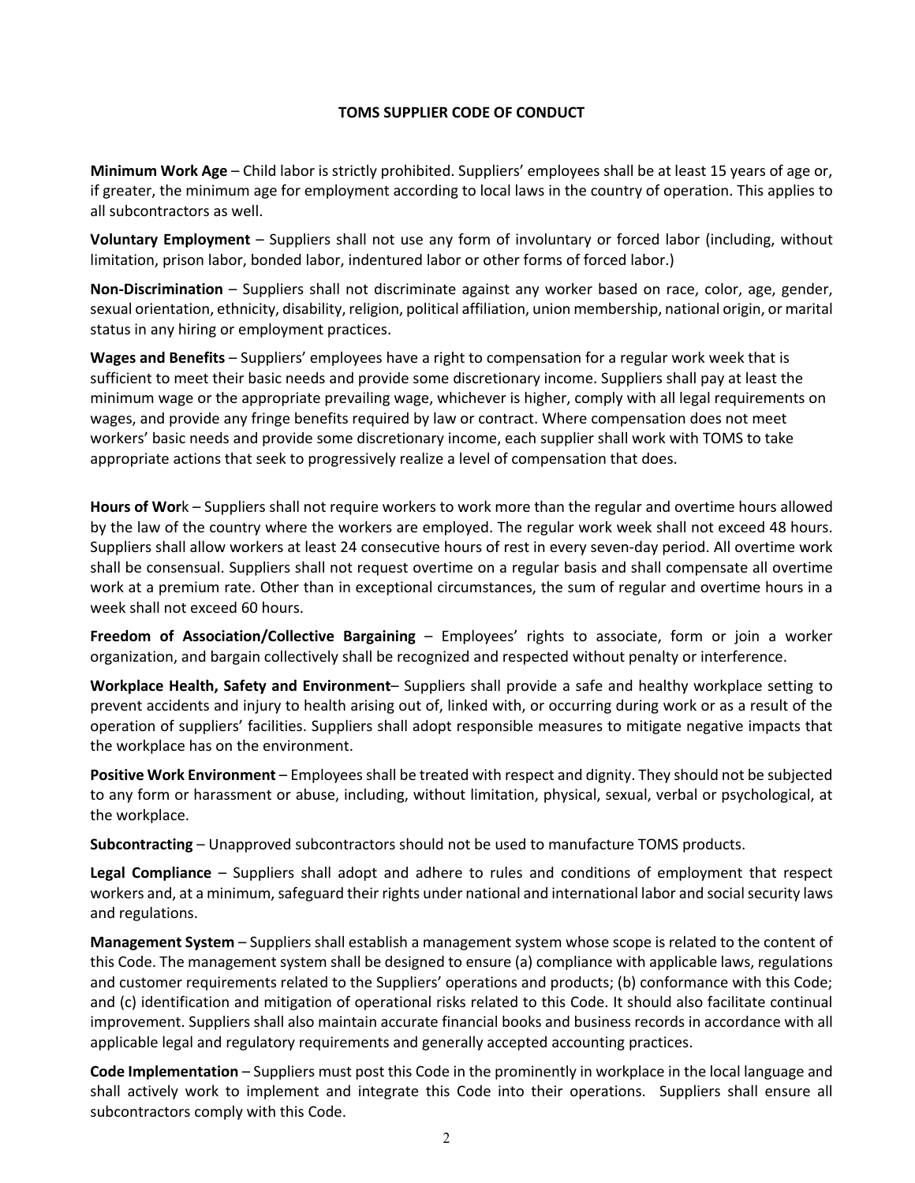# TOMS SUPPLIER CODE OF CONDUCT

**Minimum Work Age** – Child labor is strictly prohibited. Suppliers' employees shall be at least 15 years of age or, if greater, the minimum age for employment according to local laws in the country of operation. This applies to all subcontractors as well.

**Voluntary Employment** – Suppliers shall not use any form of involuntary or forced labor (including, without limitation, prison labor, bonded labor, indentured labor or other forms of forced labor.)

**Non-Discrimination** – Suppliers shall not discriminate against any worker based on race, color, age, gender, sexual orientation, ethnicity, disability, religion, political affiliation, union membership, national origin, or marital status in any hiring or employment practices.

**Wages and Benefits** – Suppliers' employees have a right to compensation for a regular work week that is sufficient to meet their basic needs and provide some discretionary income. Suppliers shall pay at least the minimum wage or the appropriate prevailing wage, whichever is higher, comply with all legal requirements on wages, and provide any fringe benefits required by law or contract. Where compensation does not meet workers' basic needs and provide some discretionary income, each supplier shall work with TOMS to take appropriate actions that seek to progressively realize a level of compensation that does.

**Hours of Wor**k – Suppliers shall not require workers to work more than the regular and overtime hours allowed by the law of the country where the workers are employed. The regular work week shall not exceed 48 hours. Suppliers shall allow workers at least 24 consecutive hours of rest in every seven-day period. All overtime work shall be consensual. Suppliers shall not request overtime on a regular basis and shall compensate all overtime work at a premium rate. Other than in exceptional circumstances, the sum of regular and overtime hours in a week shall not exceed 60 hours.

**Freedom of Association/Collective Bargaining** – Employees' rights to associate, form or join a worker organization, and bargain collectively shall be recognized and respected without penalty or interference.

**Workplace Health, Safety and Environment**– Suppliers shall provide a safe and healthy workplace setting to prevent accidents and injury to health arising out of, linked with, or occurring during work or as a result of the operation of suppliers' facilities. Suppliers shall adopt responsible measures to mitigate negative impacts that the workplace has on the environment.

**Positive Work Environment** – Employees shall be treated with respect and dignity. They should not be subjected to any form or harassment or abuse, including, without limitation, physical, sexual, verbal or psychological, at the workplace.

**Subcontracting** – Unapproved subcontractors should not be used to manufacture TOMS products.

**Legal Compliance** – Suppliers shall adopt and adhere to rules and conditions of employment that respect workers and, at a minimum, safeguard their rights under national and international labor and social security laws and regulations.

**Management System** – Suppliers shall establish a management system whose scope is related to the content of this Code. The management system shall be designed to ensure (a) compliance with applicable laws, regulations and customer requirements related to the Suppliers' operations and products; (b) conformance with this Code; and (c) identification and mitigation of operational risks related to this Code. It should also facilitate continual improvement. Suppliers shall also maintain accurate financial books and business records in accordance with all applicable legal and regulatory requirements and generally accepted accounting practices.

**Code Implementation** – Suppliers must post this Code in the prominently in workplace in the local language and shall actively work to implement and integrate this Code into their operations. Suppliers shall ensure all subcontractors comply with this Code.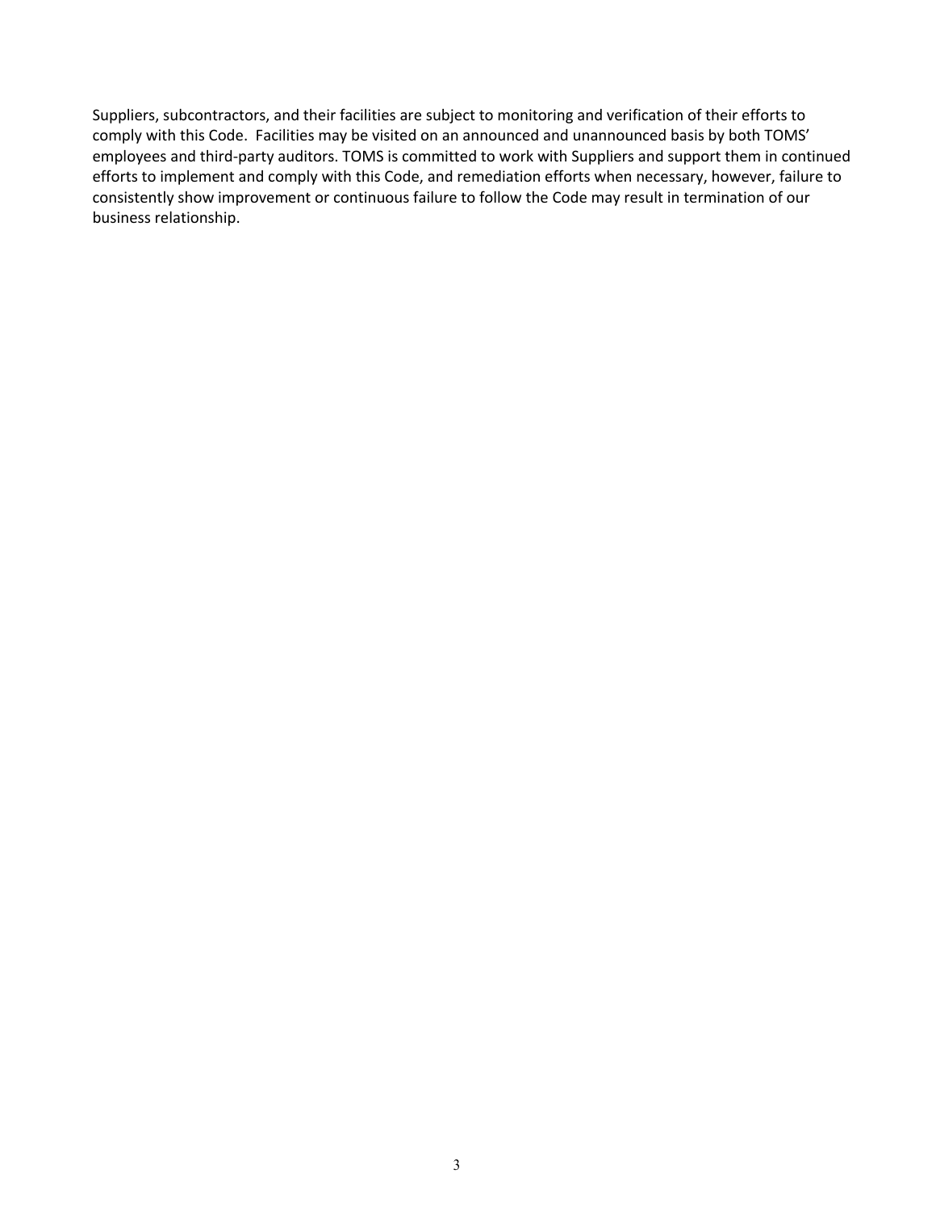Suppliers, subcontractors, and their facilities are subject to monitoring and verification of their efforts to comply with this Code. Facilities may be visited on an announced and unannounced basis by both TOMS' employees and third-party auditors. TOMS is committed to work with Suppliers and support them in continued efforts to implement and comply with this Code, and remediation efforts when necessary, however, failure to consistently show improvement or continuous failure to follow the Code may result in termination of our business relationship.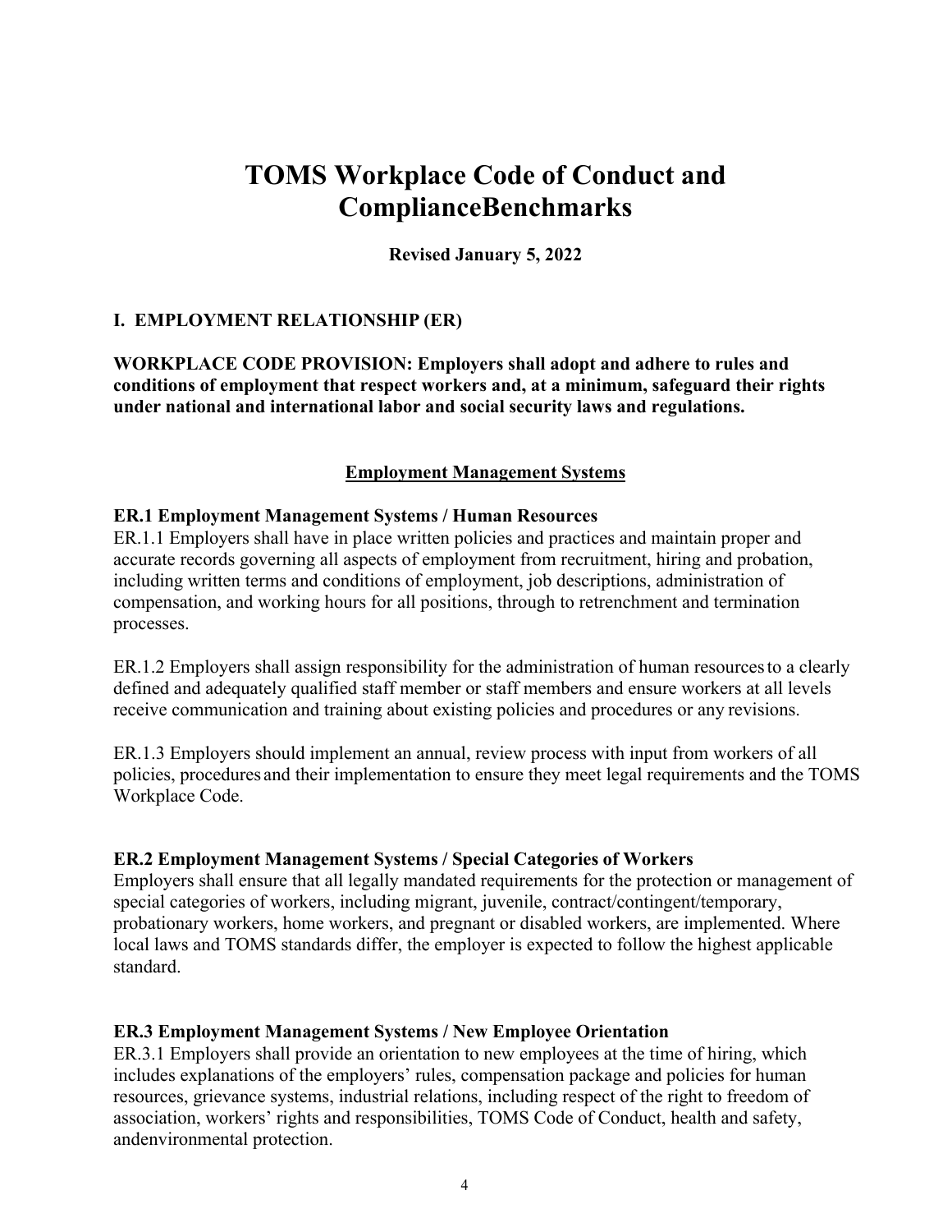# TOMS Workplace Code of Conduct and ComplianceBenchmarks

**Revised January 5, 2022**

## I. EMPLOYMENT RELATIONSHIP (ER)

**WORKPLACE CODE PROVISION: Employers shall adopt and adhere to rules and conditions of employment that respect workers and, at a minimum, safeguard their rights under national and international labor and social security laws and regulations.**

### <u>Employment Management Systems</u>

**ER.1 Employment Management Systems / Human Resources**

ER.1.1 Employers shall have in place written policies and practices and maintain proper and accurate records governing all aspects of employment from recruitment, hiring and probation, including written terms and conditions of employment, job descriptions, administration of compensation, and working hours for all positions, through to retrenchment and termination processes.

ER.1.2 Employers shall assign responsibility for the administration of human resourcesto a clearly defined and adequately qualified staff member or staff members and ensure workers at all levels receive communication and training about existing policies and procedures or any revisions.

ER.1.3 Employers should implement an annual, review process with input from workers of all policies, proceduresand their implementation to ensure they meet legal requirements and the TOMS Workplace Code.

**ER.2 Employment Management Systems / Special Categories of Workers**

Employers shall ensure that all legally mandated requirements for the protection or management of special categories of workers, including migrant, juvenile, contract/contingent/temporary, probationary workers, home workers, and pregnant or disabled workers, are implemented. Where local laws and TOMS standards differ, the employer is expected to follow the highest applicable standard.

**ER.3 Employment Management Systems / New Employee Orientation**

ER.3.1 Employers shall provide an orientation to new employees at the time of hiring, which includes explanations of the employers' rules, compensation package and policies for human resources, grievance systems, industrial relations, including respect of the right to freedom of association, workers' rights and responsibilities, TOMS Code of Conduct, health and safety, andenvironmental protection.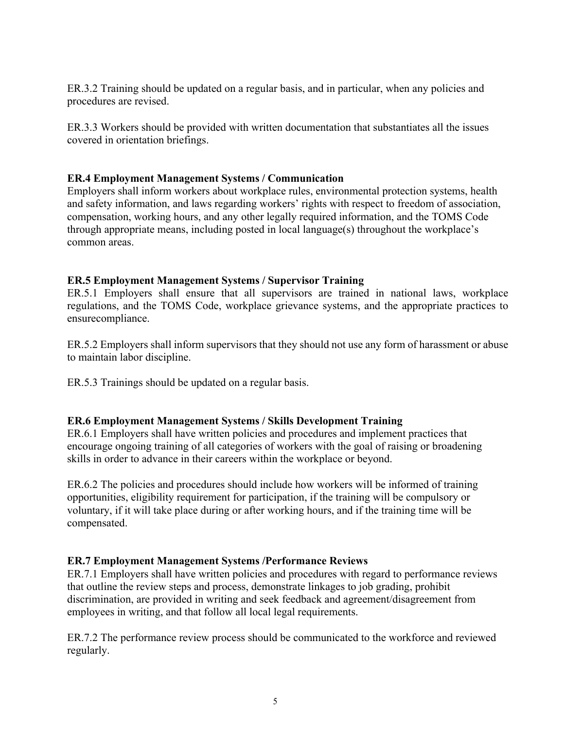ER.3.2 Training should be updated on a regular basis, and in particular, when any policies and procedures are revised.

ER.3.3 Workers should be provided with written documentation that substantiates all the issues covered in orientation briefings.

**ER.4 Employment Management Systems / Communication**
Employers shall inform workers about workplace rules, environmental protection systems, health and safety information, and laws regarding workers' rights with respect to freedom of association, compensation, working hours, and any other legally required information, and the TOMS Code through appropriate means, including posted in local language(s) throughout the workplace's common areas.

**ER.5 Employment Management Systems / Supervisor Training**
ER.5.1 Employers shall ensure that all supervisors are trained in national laws, workplace regulations, and the TOMS Code, workplace grievance systems, and the appropriate practices to ensurecompliance.

ER.5.2 Employers shall inform supervisors that they should not use any form of harassment or abuse to maintain labor discipline.

ER.5.3 Trainings should be updated on a regular basis.

**ER.6 Employment Management Systems / Skills Development Training**
ER.6.1 Employers shall have written policies and procedures and implement practices that encourage ongoing training of all categories of workers with the goal of raising or broadening skills in order to advance in their careers within the workplace or beyond.

ER.6.2 The policies and procedures should include how workers will be informed of training opportunities, eligibility requirement for participation, if the training will be compulsory or voluntary, if it will take place during or after working hours, and if the training time will be compensated.

**ER.7 Employment Management Systems /Performance Reviews**
ER.7.1 Employers shall have written policies and procedures with regard to performance reviews that outline the review steps and process, demonstrate linkages to job grading, prohibit discrimination, are provided in writing and seek feedback and agreement/disagreement from employees in writing, and that follow all local legal requirements.

ER.7.2 The performance review process should be communicated to the workforce and reviewed regularly.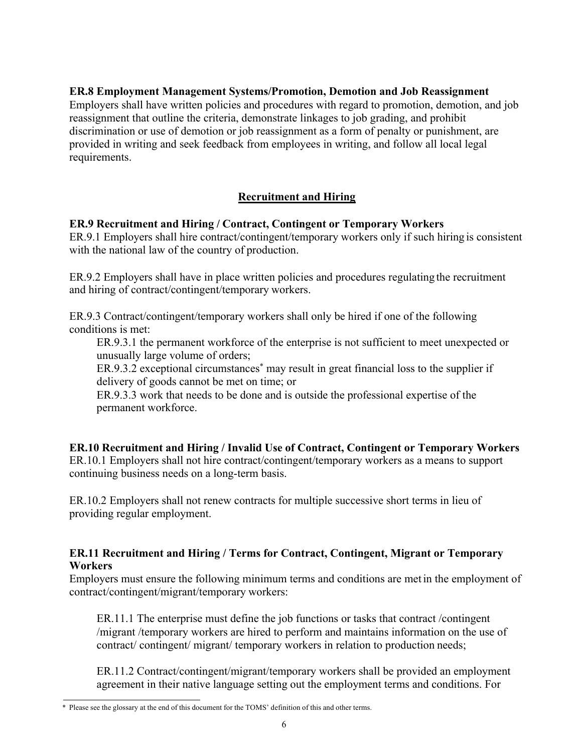**ER.8 Employment Management Systems/Promotion, Demotion and Job Reassignment**
Employers shall have written policies and procedures with regard to promotion, demotion, and job reassignment that outline the criteria, demonstrate linkages to job grading, and prohibit discrimination or use of demotion or job reassignment as a form of penalty or punishment, are provided in writing and seek feedback from employees in writing, and follow all local legal requirements.

## Recruitment and Hiring

**ER.9 Recruitment and Hiring / Contract, Contingent or Temporary Workers**

ER.9.1 Employers shall hire contract/contingent/temporary workers only if such hiring is consistent with the national law of the country of production.

ER.9.2 Employers shall have in place written policies and procedures regulating the recruitment and hiring of contract/contingent/temporary workers.

ER.9.3 Contract/contingent/temporary workers shall only be hired if one of the following conditions is met:

> ER.9.3.1 the permanent workforce of the enterprise is not sufficient to meet unexpected or unusually large volume of orders;
>
> ER.9.3.2 exceptional circumstances* may result in great financial loss to the supplier if delivery of goods cannot be met on time; or
>
> ER.9.3.3 work that needs to be done and is outside the professional expertise of the permanent workforce.

**ER.10 Recruitment and Hiring / Invalid Use of Contract, Contingent or Temporary Workers**

ER.10.1 Employers shall not hire contract/contingent/temporary workers as a means to support continuing business needs on a long-term basis.

ER.10.2 Employers shall not renew contracts for multiple successive short terms in lieu of providing regular employment.

**ER.11 Recruitment and Hiring / Terms for Contract, Contingent, Migrant or Temporary Workers**

Employers must ensure the following minimum terms and conditions are met in the employment of contract/contingent/migrant/temporary workers:

> ER.11.1 The enterprise must define the job functions or tasks that contract /contingent /migrant /temporary workers are hired to perform and maintains information on the use of contract/ contingent/ migrant/ temporary workers in relation to production needs;
>
> ER.11.2 Contract/contingent/migrant/temporary workers shall be provided an employment agreement in their native language setting out the employment terms and conditions. For

\* Please see the glossary at the end of this document for the TOMS' definition of this and other terms.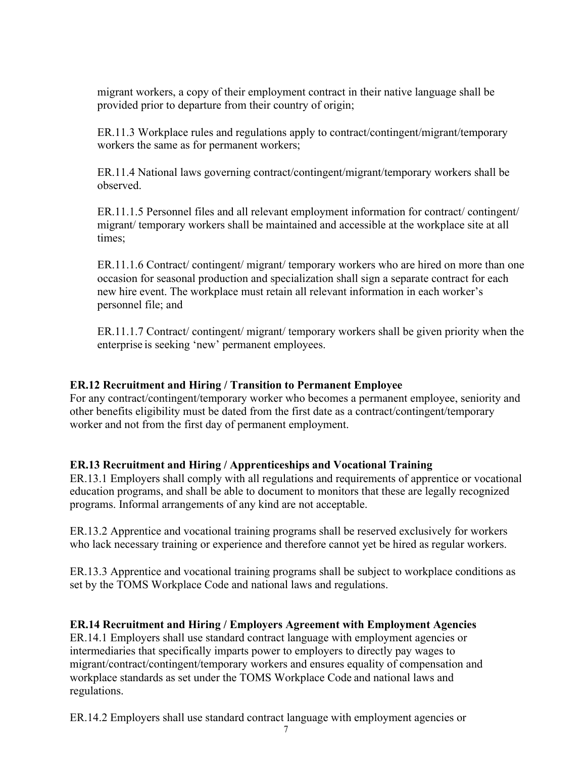migrant workers, a copy of their employment contract in their native language shall be provided prior to departure from their country of origin;

ER.11.3 Workplace rules and regulations apply to contract/contingent/migrant/temporary workers the same as for permanent workers;

ER.11.4 National laws governing contract/contingent/migrant/temporary workers shall be observed.

ER.11.1.5 Personnel files and all relevant employment information for contract/ contingent/ migrant/ temporary workers shall be maintained and accessible at the workplace site at all times;

ER.11.1.6 Contract/ contingent/ migrant/ temporary workers who are hired on more than one occasion for seasonal production and specialization shall sign a separate contract for each new hire event. The workplace must retain all relevant information in each worker's personnel file; and

ER.11.1.7 Contract/ contingent/ migrant/ temporary workers shall be given priority when the enterprise is seeking 'new' permanent employees.

**ER.12 Recruitment and Hiring / Transition to Permanent Employee**

For any contract/contingent/temporary worker who becomes a permanent employee, seniority and other benefits eligibility must be dated from the first date as a contract/contingent/temporary worker and not from the first day of permanent employment.

**ER.13 Recruitment and Hiring / Apprenticeships and Vocational Training**

ER.13.1 Employers shall comply with all regulations and requirements of apprentice or vocational education programs, and shall be able to document to monitors that these are legally recognized programs. Informal arrangements of any kind are not acceptable.

ER.13.2 Apprentice and vocational training programs shall be reserved exclusively for workers who lack necessary training or experience and therefore cannot yet be hired as regular workers.

ER.13.3 Apprentice and vocational training programs shall be subject to workplace conditions as set by the TOMS Workplace Code and national laws and regulations.

**ER.14 Recruitment and Hiring / Employers Agreement with Employment Agencies**

ER.14.1 Employers shall use standard contract language with employment agencies or intermediaries that specifically imparts power to employers to directly pay wages to migrant/contract/contingent/temporary workers and ensures equality of compensation and workplace standards as set under the TOMS Workplace Code and national laws and regulations.

ER.14.2 Employers shall use standard contract language with employment agencies or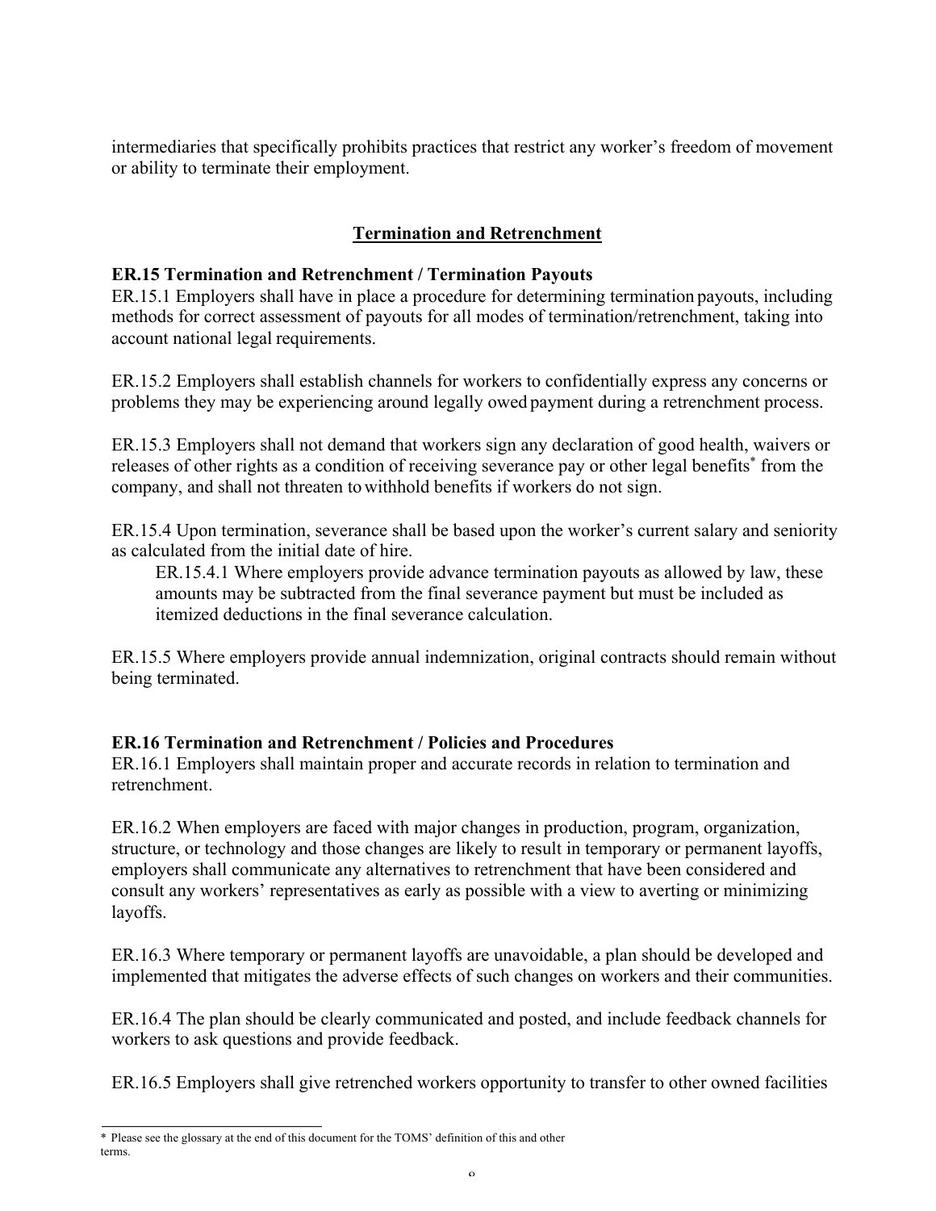intermediaries that specifically prohibits practices that restrict any worker's freedom of movement or ability to terminate their employment.

## Termination and Retrenchment

### ER.15 Termination and Retrenchment / Termination Payouts

ER.15.1 Employers shall have in place a procedure for determining termination payouts, including methods for correct assessment of payouts for all modes of termination/retrenchment, taking into account national legal requirements.

ER.15.2 Employers shall establish channels for workers to confidentially express any concerns or problems they may be experiencing around legally owed payment during a retrenchment process.

ER.15.3 Employers shall not demand that workers sign any declaration of good health, waivers or releases of other rights as a condition of receiving severance pay or other legal benefits* from the company, and shall not threaten to withhold benefits if workers do not sign.

ER.15.4 Upon termination, severance shall be based upon the worker's current salary and seniority as calculated from the initial date of hire.

> ER.15.4.1 Where employers provide advance termination payouts as allowed by law, these amounts may be subtracted from the final severance payment but must be included as itemized deductions in the final severance calculation.

ER.15.5 Where employers provide annual indemnization, original contracts should remain without being terminated.

### ER.16 Termination and Retrenchment / Policies and Procedures

ER.16.1 Employers shall maintain proper and accurate records in relation to termination and retrenchment.

ER.16.2 When employers are faced with major changes in production, program, organization, structure, or technology and those changes are likely to result in temporary or permanent layoffs, employers shall communicate any alternatives to retrenchment that have been considered and consult any workers' representatives as early as possible with a view to averting or minimizing layoffs.

ER.16.3 Where temporary or permanent layoffs are unavoidable, a plan should be developed and implemented that mitigates the adverse effects of such changes on workers and their communities.

ER.16.4 The plan should be clearly communicated and posted, and include feedback channels for workers to ask questions and provide feedback.

ER.16.5 Employers shall give retrenched workers opportunity to transfer to other owned facilities

---

\* Please see the glossary at the end of this document for the TOMS' definition of this and other terms.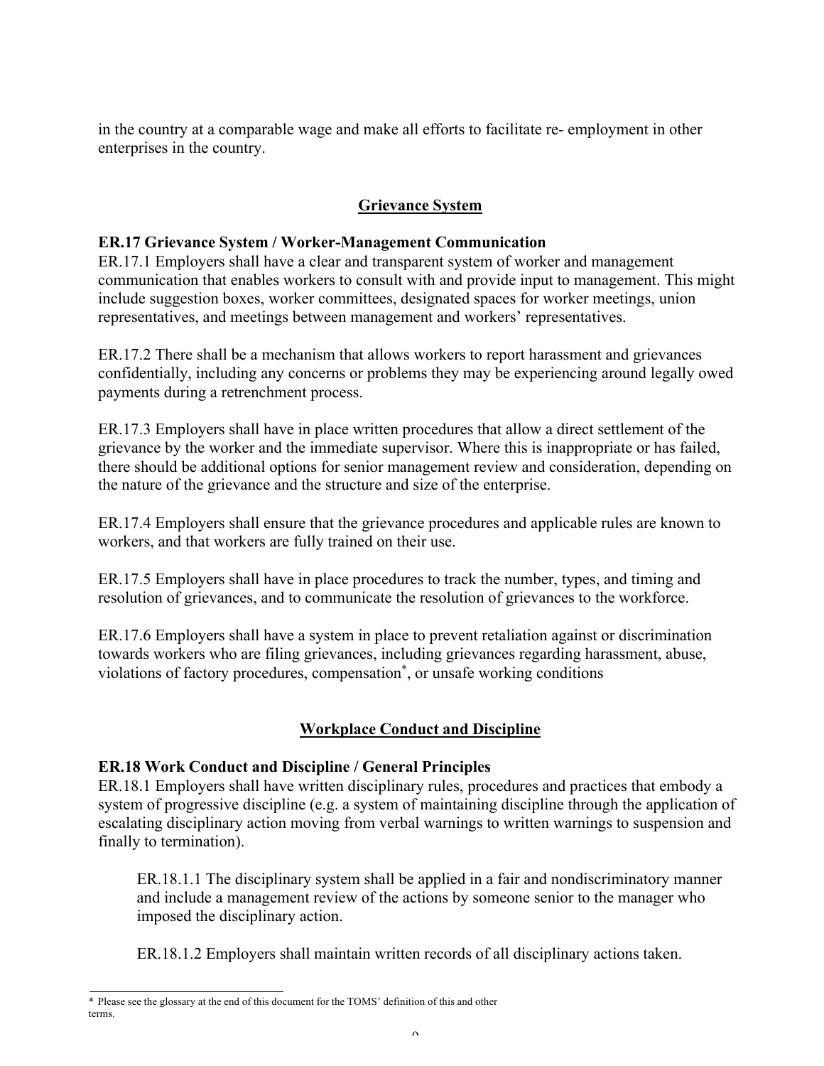in the country at a comparable wage and make all efforts to facilitate re- employment in other enterprises in the country.

## Grievance System

**ER.17 Grievance System / Worker-Management Communication**

ER.17.1 Employers shall have a clear and transparent system of worker and management communication that enables workers to consult with and provide input to management. This might include suggestion boxes, worker committees, designated spaces for worker meetings, union representatives, and meetings between management and workers' representatives.

ER.17.2 There shall be a mechanism that allows workers to report harassment and grievances confidentially, including any concerns or problems they may be experiencing around legally owed payments during a retrenchment process.

ER.17.3 Employers shall have in place written procedures that allow a direct settlement of the grievance by the worker and the immediate supervisor. Where this is inappropriate or has failed, there should be additional options for senior management review and consideration, depending on the nature of the grievance and the structure and size of the enterprise.

ER.17.4 Employers shall ensure that the grievance procedures and applicable rules are known to workers, and that workers are fully trained on their use.

ER.17.5 Employers shall have in place procedures to track the number, types, and timing and resolution of grievances, and to communicate the resolution of grievances to the workforce.

ER.17.6 Employers shall have a system in place to prevent retaliation against or discrimination towards workers who are filing grievances, including grievances regarding harassment, abuse, violations of factory procedures, compensation*, or unsafe working conditions

## Workplace Conduct and Discipline

**ER.18 Work Conduct and Discipline / General Principles**

ER.18.1 Employers shall have written disciplinary rules, procedures and practices that embody a system of progressive discipline (e.g. a system of maintaining discipline through the application of escalating disciplinary action moving from verbal warnings to written warnings to suspension and finally to termination).

> ER.18.1.1 The disciplinary system shall be applied in a fair and nondiscriminatory manner and include a management review of the actions by someone senior to the manager who imposed the disciplinary action.
>
> ER.18.1.2 Employers shall maintain written records of all disciplinary actions taken.

---

\* Please see the glossary at the end of this document for the TOMS' definition of this and other terms.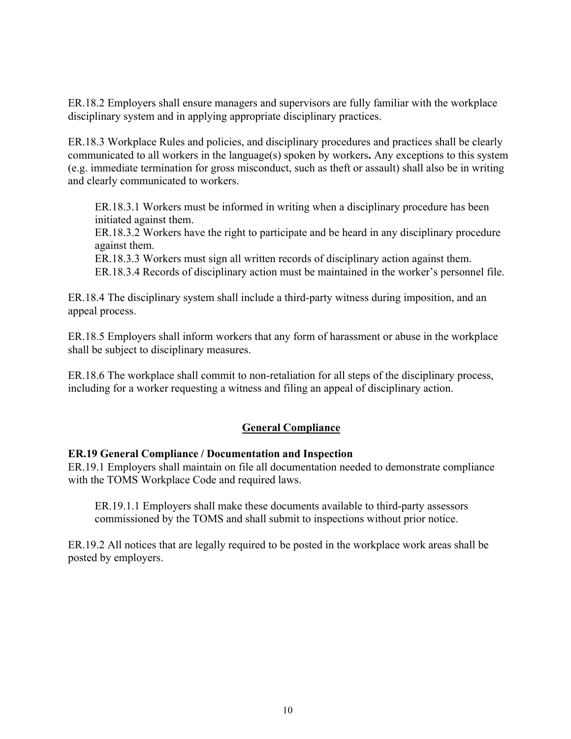ER.18.2 Employers shall ensure managers and supervisors are fully familiar with the workplace disciplinary system and in applying appropriate disciplinary practices.

ER.18.3 Workplace Rules and policies, and disciplinary procedures and practices shall be clearly communicated to all workers in the language(s) spoken by workers**.** Any exceptions to this system (e.g. immediate termination for gross misconduct, such as theft or assault) shall also be in writing and clearly communicated to workers.

> ER.18.3.1 Workers must be informed in writing when a disciplinary procedure has been initiated against them.
> ER.18.3.2 Workers have the right to participate and be heard in any disciplinary procedure against them.
> ER.18.3.3 Workers must sign all written records of disciplinary action against them.
> ER.18.3.4 Records of disciplinary action must be maintained in the worker's personnel file.

ER.18.4 The disciplinary system shall include a third-party witness during imposition, and an appeal process.

ER.18.5 Employers shall inform workers that any form of harassment or abuse in the workplace shall be subject to disciplinary measures.

ER.18.6 The workplace shall commit to non-retaliation for all steps of the disciplinary process, including for a worker requesting a witness and filing an appeal of disciplinary action.

## General Compliance

**ER.19 General Compliance / Documentation and Inspection**

ER.19.1 Employers shall maintain on file all documentation needed to demonstrate compliance with the TOMS Workplace Code and required laws.

> ER.19.1.1 Employers shall make these documents available to third-party assessors commissioned by the TOMS and shall submit to inspections without prior notice.

ER.19.2 All notices that are legally required to be posted in the workplace work areas shall be posted by employers.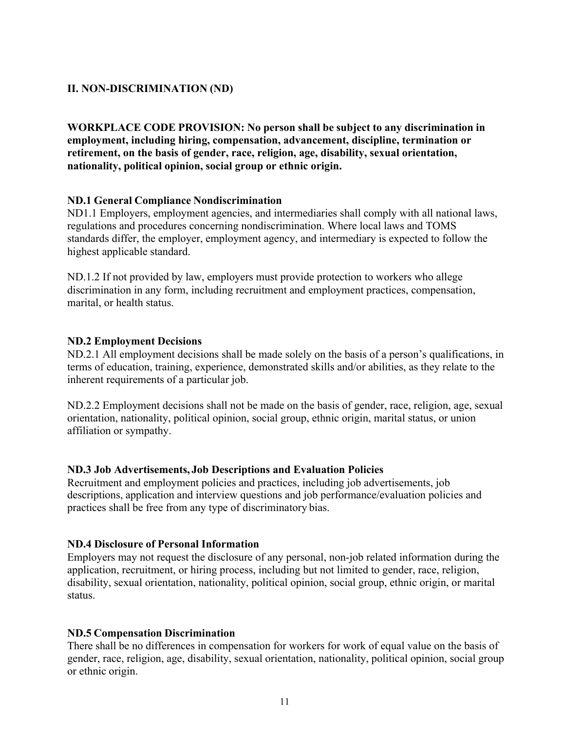## II. NON-DISCRIMINATION (ND)

**WORKPLACE CODE PROVISION: No person shall be subject to any discrimination in employment, including hiring, compensation, advancement, discipline, termination or retirement, on the basis of gender, race, religion, age, disability, sexual orientation, nationality, political opinion, social group or ethnic origin.**

### ND.1 General Compliance Nondiscrimination

ND1.1 Employers, employment agencies, and intermediaries shall comply with all national laws, regulations and procedures concerning nondiscrimination. Where local laws and TOMS standards differ, the employer, employment agency, and intermediary is expected to follow the highest applicable standard.

ND.1.2 If not provided by law, employers must provide protection to workers who allege discrimination in any form, including recruitment and employment practices, compensation, marital, or health status.

### ND.2 Employment Decisions

ND.2.1 All employment decisions shall be made solely on the basis of a person's qualifications, in terms of education, training, experience, demonstrated skills and/or abilities, as they relate to the inherent requirements of a particular job.

ND.2.2 Employment decisions shall not be made on the basis of gender, race, religion, age, sexual orientation, nationality, political opinion, social group, ethnic origin, marital status, or union affiliation or sympathy.

### ND.3 Job Advertisements, Job Descriptions and Evaluation Policies

Recruitment and employment policies and practices, including job advertisements, job descriptions, application and interview questions and job performance/evaluation policies and practices shall be free from any type of discriminatory bias.

### ND.4 Disclosure of Personal Information

Employers may not request the disclosure of any personal, non-job related information during the application, recruitment, or hiring process, including but not limited to gender, race, religion, disability, sexual orientation, nationality, political opinion, social group, ethnic origin, or marital status.

### ND.5 Compensation Discrimination

There shall be no differences in compensation for workers for work of equal value on the basis of gender, race, religion, age, disability, sexual orientation, nationality, political opinion, social group or ethnic origin.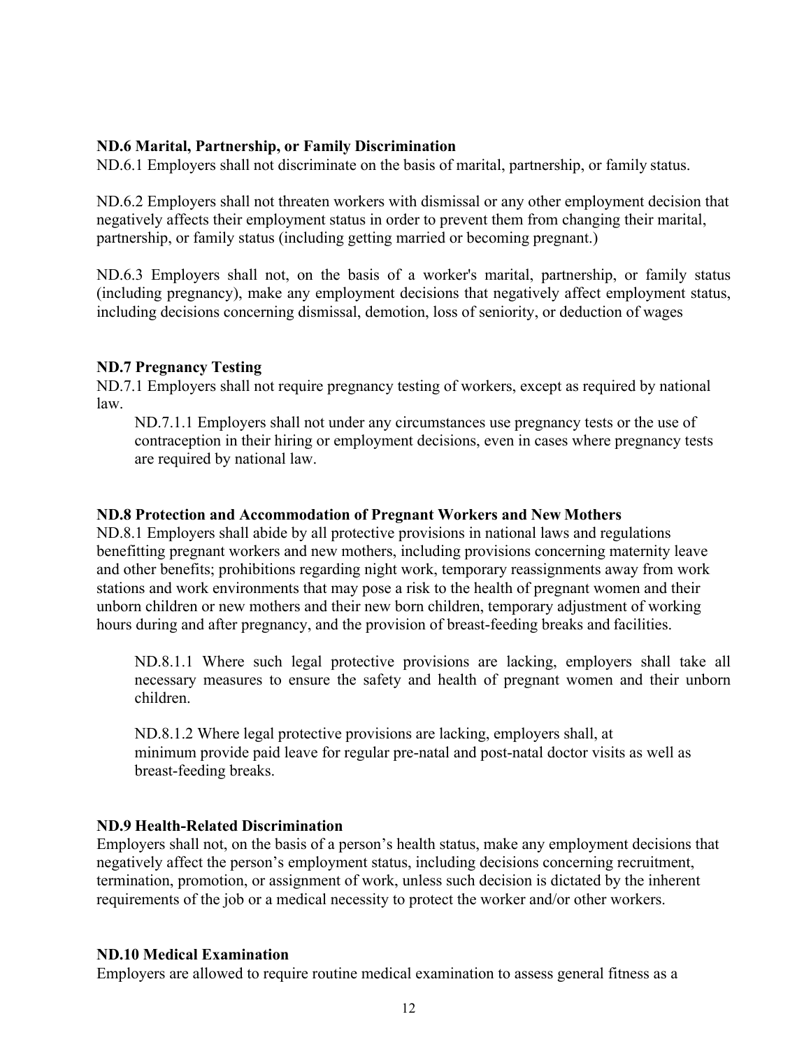**ND.6 Marital, Partnership, or Family Discrimination**

ND.6.1 Employers shall not discriminate on the basis of marital, partnership, or family status.

ND.6.2 Employers shall not threaten workers with dismissal or any other employment decision that negatively affects their employment status in order to prevent them from changing their marital, partnership, or family status (including getting married or becoming pregnant.)

ND.6.3 Employers shall not, on the basis of a worker's marital, partnership, or family status (including pregnancy), make any employment decisions that negatively affect employment status, including decisions concerning dismissal, demotion, loss of seniority, or deduction of wages

**ND.7 Pregnancy Testing**

ND.7.1 Employers shall not require pregnancy testing of workers, except as required by national law.

> ND.7.1.1 Employers shall not under any circumstances use pregnancy tests or the use of contraception in their hiring or employment decisions, even in cases where pregnancy tests are required by national law.

**ND.8 Protection and Accommodation of Pregnant Workers and New Mothers**

ND.8.1 Employers shall abide by all protective provisions in national laws and regulations benefitting pregnant workers and new mothers, including provisions concerning maternity leave and other benefits; prohibitions regarding night work, temporary reassignments away from work stations and work environments that may pose a risk to the health of pregnant women and their unborn children or new mothers and their new born children, temporary adjustment of working hours during and after pregnancy, and the provision of breast-feeding breaks and facilities.

> ND.8.1.1 Where such legal protective provisions are lacking, employers shall take all necessary measures to ensure the safety and health of pregnant women and their unborn children.
>
> ND.8.1.2 Where legal protective provisions are lacking, employers shall, at minimum provide paid leave for regular pre-natal and post-natal doctor visits as well as breast-feeding breaks.

**ND.9 Health-Related Discrimination**

Employers shall not, on the basis of a person's health status, make any employment decisions that negatively affect the person's employment status, including decisions concerning recruitment, termination, promotion, or assignment of work, unless such decision is dictated by the inherent requirements of the job or a medical necessity to protect the worker and/or other workers.

**ND.10 Medical Examination**

Employers are allowed to require routine medical examination to assess general fitness as a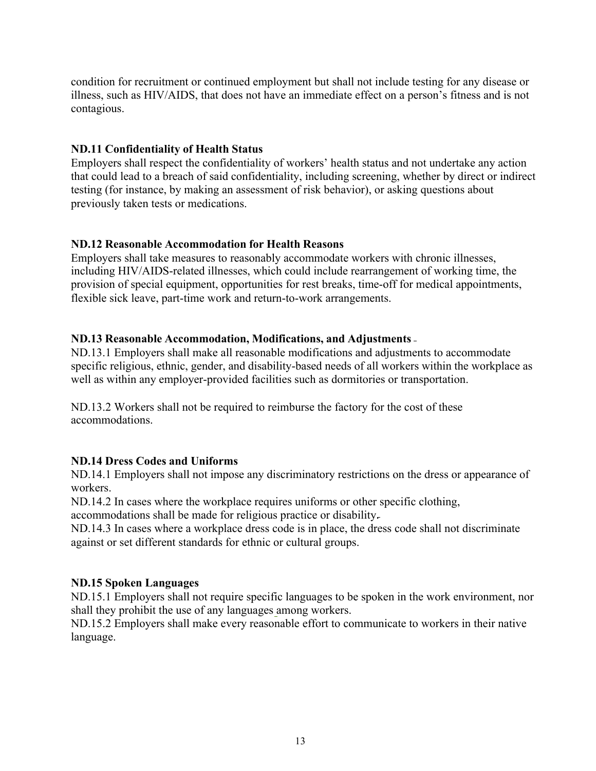condition for recruitment or continued employment but shall not include testing for any disease or illness, such as HIV/AIDS, that does not have an immediate effect on a person's fitness and is not contagious.

**ND.11 Confidentiality of Health Status**

Employers shall respect the confidentiality of workers' health status and not undertake any action that could lead to a breach of said confidentiality, including screening, whether by direct or indirect testing (for instance, by making an assessment of risk behavior), or asking questions about previously taken tests or medications.

**ND.12 Reasonable Accommodation for Health Reasons**

Employers shall take measures to reasonably accommodate workers with chronic illnesses, including HIV/AIDS-related illnesses, which could include rearrangement of working time, the provision of special equipment, opportunities for rest breaks, time-off for medical appointments, flexible sick leave, part-time work and return-to-work arrangements.

**ND.13 Reasonable Accommodation, Modifications, and Adjustments**

ND.13.1 Employers shall make all reasonable modifications and adjustments to accommodate specific religious, ethnic, gender, and disability-based needs of all workers within the workplace as well as within any employer-provided facilities such as dormitories or transportation.

ND.13.2 Workers shall not be required to reimburse the factory for the cost of these accommodations.

**ND.14 Dress Codes and Uniforms**

ND.14.1 Employers shall not impose any discriminatory restrictions on the dress or appearance of workers.

ND.14.2 In cases where the workplace requires uniforms or other specific clothing, accommodations shall be made for religious practice or disability.

ND.14.3 In cases where a workplace dress code is in place, the dress code shall not discriminate against or set different standards for ethnic or cultural groups.

**ND.15 Spoken Languages**

ND.15.1 Employers shall not require specific languages to be spoken in the work environment, nor shall they prohibit the use of any languages among workers.

ND.15.2 Employers shall make every reasonable effort to communicate to workers in their native language.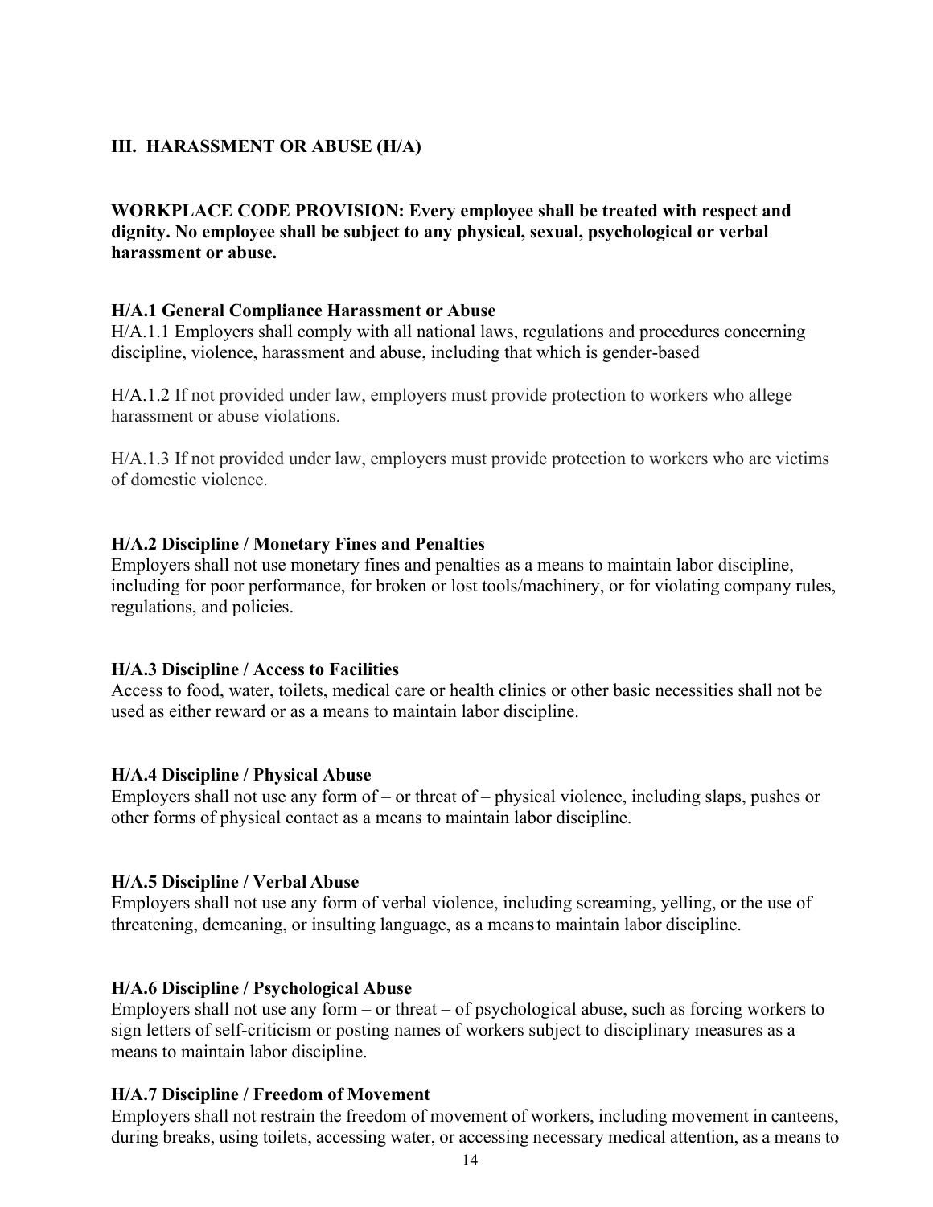## III. HARASSMENT OR ABUSE (H/A)

**WORKPLACE CODE PROVISION: Every employee shall be treated with respect and dignity. No employee shall be subject to any physical, sexual, psychological or verbal harassment or abuse.**

### H/A.1 General Compliance Harassment or Abuse

H/A.1.1 Employers shall comply with all national laws, regulations and procedures concerning discipline, violence, harassment and abuse, including that which is gender-based

H/A.1.2 If not provided under law, employers must provide protection to workers who allege harassment or abuse violations.

H/A.1.3 If not provided under law, employers must provide protection to workers who are victims of domestic violence.

### H/A.2 Discipline / Monetary Fines and Penalties

Employers shall not use monetary fines and penalties as a means to maintain labor discipline, including for poor performance, for broken or lost tools/machinery, or for violating company rules, regulations, and policies.

### H/A.3 Discipline / Access to Facilities

Access to food, water, toilets, medical care or health clinics or other basic necessities shall not be used as either reward or as a means to maintain labor discipline.

### H/A.4 Discipline / Physical Abuse

Employers shall not use any form of – or threat of – physical violence, including slaps, pushes or other forms of physical contact as a means to maintain labor discipline.

### H/A.5 Discipline / Verbal Abuse

Employers shall not use any form of verbal violence, including screaming, yelling, or the use of threatening, demeaning, or insulting language, as a means to maintain labor discipline.

### H/A.6 Discipline / Psychological Abuse

Employers shall not use any form – or threat – of psychological abuse, such as forcing workers to sign letters of self-criticism or posting names of workers subject to disciplinary measures as a means to maintain labor discipline.

### H/A.7 Discipline / Freedom of Movement

Employers shall not restrain the freedom of movement of workers, including movement in canteens, during breaks, using toilets, accessing water, or accessing necessary medical attention, as a means to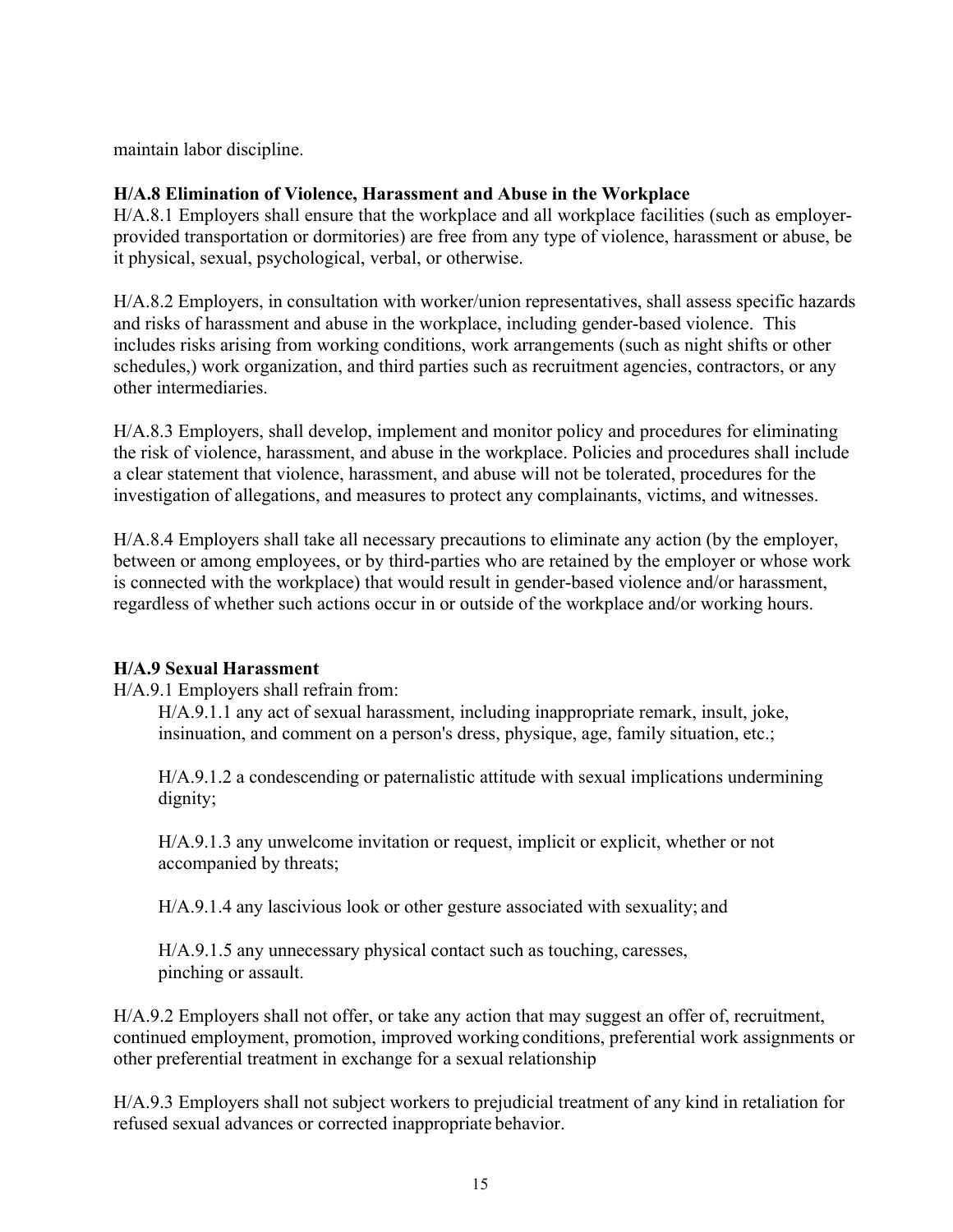maintain labor discipline.

**H/A.8 Elimination of Violence, Harassment and Abuse in the Workplace**

H/A.8.1 Employers shall ensure that the workplace and all workplace facilities (such as employer-provided transportation or dormitories) are free from any type of violence, harassment or abuse, be it physical, sexual, psychological, verbal, or otherwise.

H/A.8.2 Employers, in consultation with worker/union representatives, shall assess specific hazards and risks of harassment and abuse in the workplace, including gender-based violence. This includes risks arising from working conditions, work arrangements (such as night shifts or other schedules,) work organization, and third parties such as recruitment agencies, contractors, or any other intermediaries.

H/A.8.3 Employers, shall develop, implement and monitor policy and procedures for eliminating the risk of violence, harassment, and abuse in the workplace. Policies and procedures shall include a clear statement that violence, harassment, and abuse will not be tolerated, procedures for the investigation of allegations, and measures to protect any complainants, victims, and witnesses.

H/A.8.4 Employers shall take all necessary precautions to eliminate any action (by the employer, between or among employees, or by third-parties who are retained by the employer or whose work is connected with the workplace) that would result in gender-based violence and/or harassment, regardless of whether such actions occur in or outside of the workplace and/or working hours.

**H/A.9 Sexual Harassment**

H/A.9.1 Employers shall refrain from:

H/A.9.1.1 any act of sexual harassment, including inappropriate remark, insult, joke, insinuation, and comment on a person's dress, physique, age, family situation, etc.;

H/A.9.1.2 a condescending or paternalistic attitude with sexual implications undermining dignity;

H/A.9.1.3 any unwelcome invitation or request, implicit or explicit, whether or not accompanied by threats;

H/A.9.1.4 any lascivious look or other gesture associated with sexuality; and

H/A.9.1.5 any unnecessary physical contact such as touching, caresses, pinching or assault.

H/A.9.2 Employers shall not offer, or take any action that may suggest an offer of, recruitment, continued employment, promotion, improved working conditions, preferential work assignments or other preferential treatment in exchange for a sexual relationship

H/A.9.3 Employers shall not subject workers to prejudicial treatment of any kind in retaliation for refused sexual advances or corrected inappropriate behavior.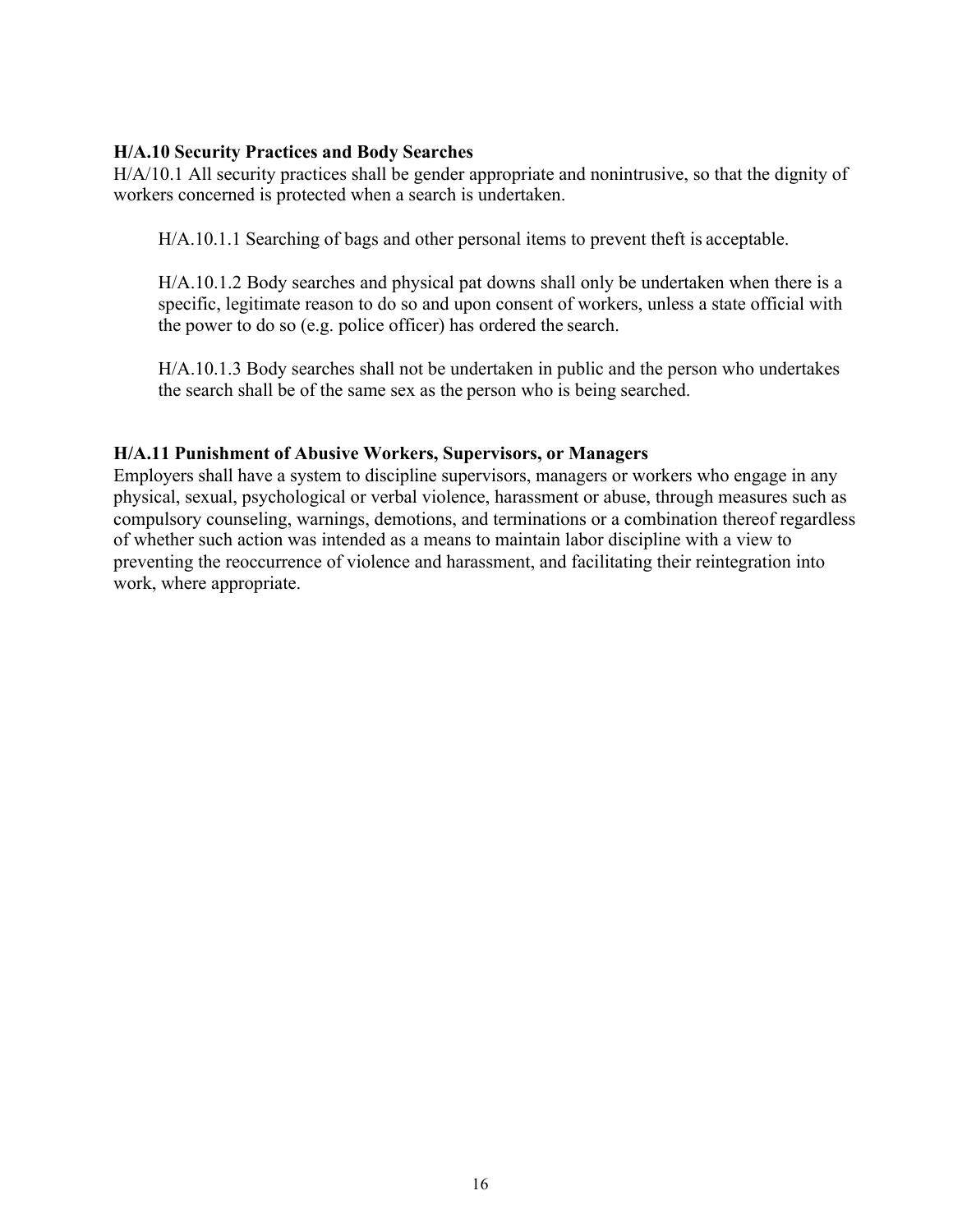**H/A.10 Security Practices and Body Searches**

H/A/10.1 All security practices shall be gender appropriate and nonintrusive, so that the dignity of workers concerned is protected when a search is undertaken.

H/A.10.1.1 Searching of bags and other personal items to prevent theft is acceptable.

H/A.10.1.2 Body searches and physical pat downs shall only be undertaken when there is a specific, legitimate reason to do so and upon consent of workers, unless a state official with the power to do so (e.g. police officer) has ordered the search.

H/A.10.1.3 Body searches shall not be undertaken in public and the person who undertakes the search shall be of the same sex as the person who is being searched.

**H/A.11 Punishment of Abusive Workers, Supervisors, or Managers**

Employers shall have a system to discipline supervisors, managers or workers who engage in any physical, sexual, psychological or verbal violence, harassment or abuse, through measures such as compulsory counseling, warnings, demotions, and terminations or a combination thereof regardless of whether such action was intended as a means to maintain labor discipline with a view to preventing the reoccurrence of violence and harassment, and facilitating their reintegration into work, where appropriate.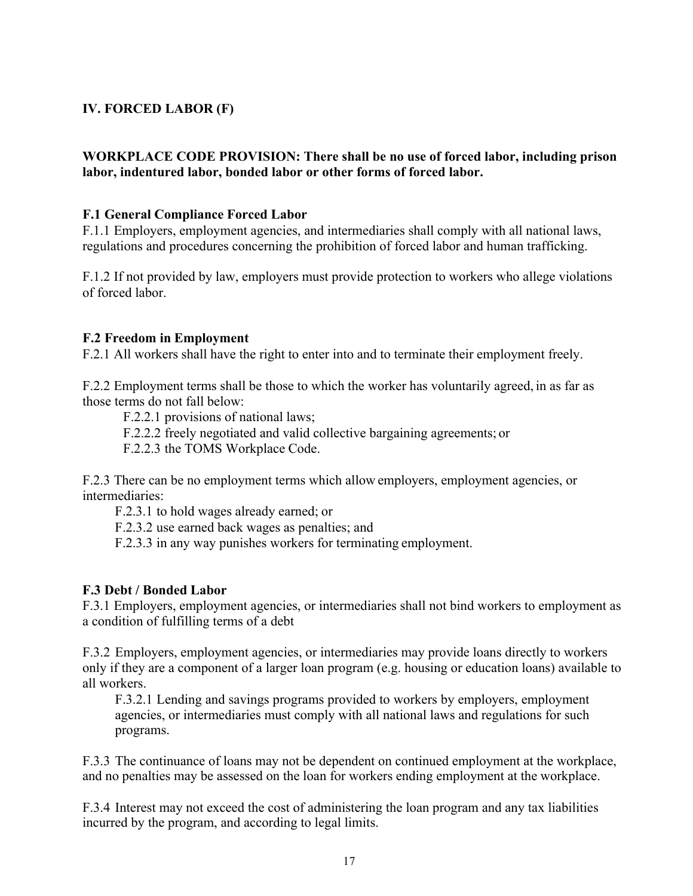## IV. FORCED LABOR (F)

**WORKPLACE CODE PROVISION: There shall be no use of forced labor, including prison labor, indentured labor, bonded labor or other forms of forced labor.**

### F.1 General Compliance Forced Labor

F.1.1 Employers, employment agencies, and intermediaries shall comply with all national laws, regulations and procedures concerning the prohibition of forced labor and human trafficking.

F.1.2 If not provided by law, employers must provide protection to workers who allege violations of forced labor.

### F.2 Freedom in Employment

F.2.1 All workers shall have the right to enter into and to terminate their employment freely.

F.2.2 Employment terms shall be those to which the worker has voluntarily agreed, in as far as those terms do not fall below:

- F.2.2.1 provisions of national laws;
- F.2.2.2 freely negotiated and valid collective bargaining agreements; or
- F.2.2.3 the TOMS Workplace Code.

F.2.3 There can be no employment terms which allow employers, employment agencies, or intermediaries:

- F.2.3.1 to hold wages already earned; or
- F.2.3.2 use earned back wages as penalties; and
- F.2.3.3 in any way punishes workers for terminating employment.

### F.3 Debt / Bonded Labor

F.3.1 Employers, employment agencies, or intermediaries shall not bind workers to employment as a condition of fulfilling terms of a debt

F.3.2 Employers, employment agencies, or intermediaries may provide loans directly to workers only if they are a component of a larger loan program (e.g. housing or education loans) available to all workers.

- F.3.2.1 Lending and savings programs provided to workers by employers, employment agencies, or intermediaries must comply with all national laws and regulations for such programs.

F.3.3 The continuance of loans may not be dependent on continued employment at the workplace, and no penalties may be assessed on the loan for workers ending employment at the workplace.

F.3.4 Interest may not exceed the cost of administering the loan program and any tax liabilities incurred by the program, and according to legal limits.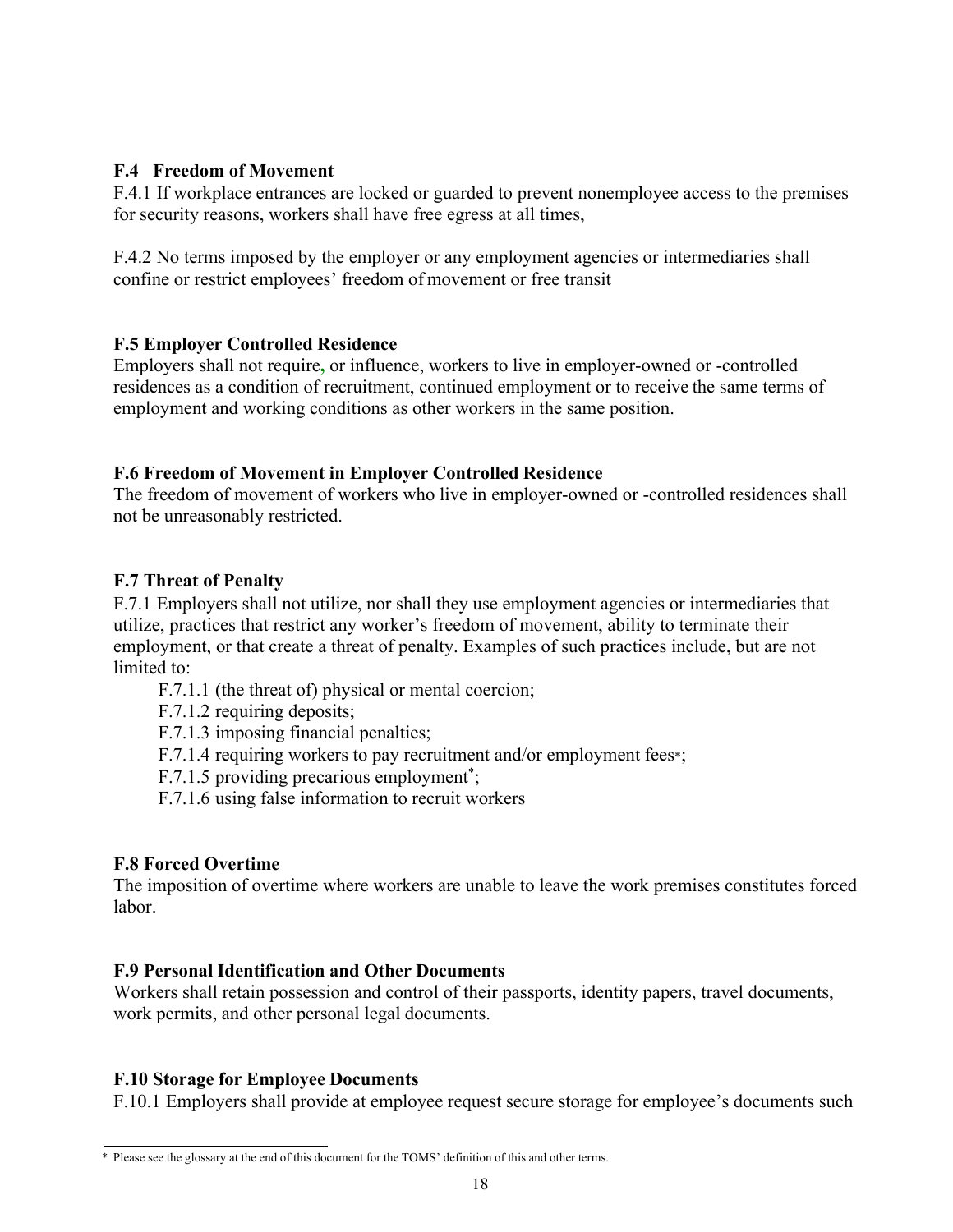### F.4 Freedom of Movement

F.4.1 If workplace entrances are locked or guarded to prevent nonemployee access to the premises for security reasons, workers shall have free egress at all times,

F.4.2 No terms imposed by the employer or any employment agencies or intermediaries shall confine or restrict employees' freedom of movement or free transit

### F.5 Employer Controlled Residence

Employers shall not require, or influence, workers to live in employer-owned or -controlled residences as a condition of recruitment, continued employment or to receive the same terms of employment and working conditions as other workers in the same position.

### F.6 Freedom of Movement in Employer Controlled Residence

The freedom of movement of workers who live in employer-owned or -controlled residences shall not be unreasonably restricted.

### F.7 Threat of Penalty

F.7.1 Employers shall not utilize, nor shall they use employment agencies or intermediaries that utilize, practices that restrict any worker's freedom of movement, ability to terminate their employment, or that create a threat of penalty. Examples of such practices include, but are not limited to:

- F.7.1.1 (the threat of) physical or mental coercion;
- F.7.1.2 requiring deposits;
- F.7.1.3 imposing financial penalties;
- F.7.1.4 requiring workers to pay recruitment and/or employment fees*;
- F.7.1.5 providing precarious employment*;
- F.7.1.6 using false information to recruit workers

### F.8 Forced Overtime

The imposition of overtime where workers are unable to leave the work premises constitutes forced labor.

### F.9 Personal Identification and Other Documents

Workers shall retain possession and control of their passports, identity papers, travel documents, work permits, and other personal legal documents.

### F.10 Storage for Employee Documents

F.10.1 Employers shall provide at employee request secure storage for employee's documents such

---

* Please see the glossary at the end of this document for the TOMS' definition of this and other terms.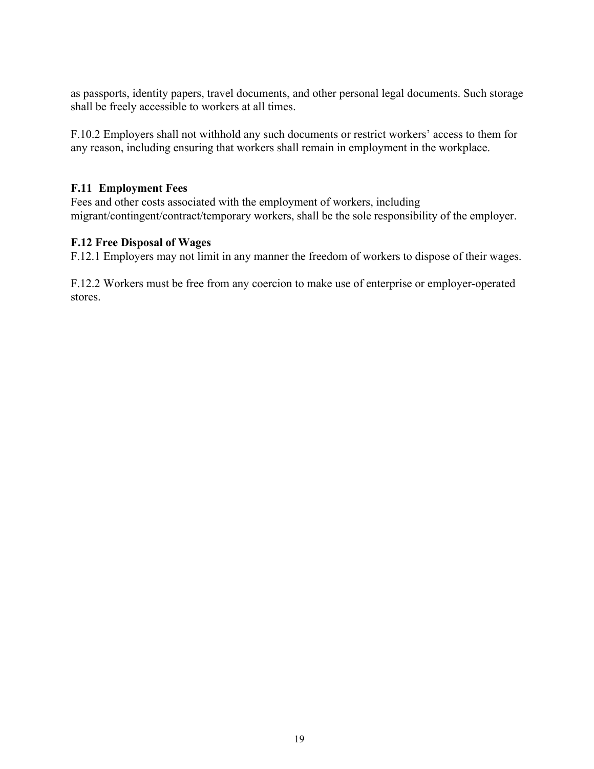as passports, identity papers, travel documents, and other personal legal documents. Such storage shall be freely accessible to workers at all times.

F.10.2 Employers shall not withhold any such documents or restrict workers' access to them for any reason, including ensuring that workers shall remain in employment in the workplace.

**F.11 Employment Fees**

Fees and other costs associated with the employment of workers, including migrant/contingent/contract/temporary workers, shall be the sole responsibility of the employer.

**F.12 Free Disposal of Wages**

F.12.1 Employers may not limit in any manner the freedom of workers to dispose of their wages.

F.12.2 Workers must be free from any coercion to make use of enterprise or employer-operated stores.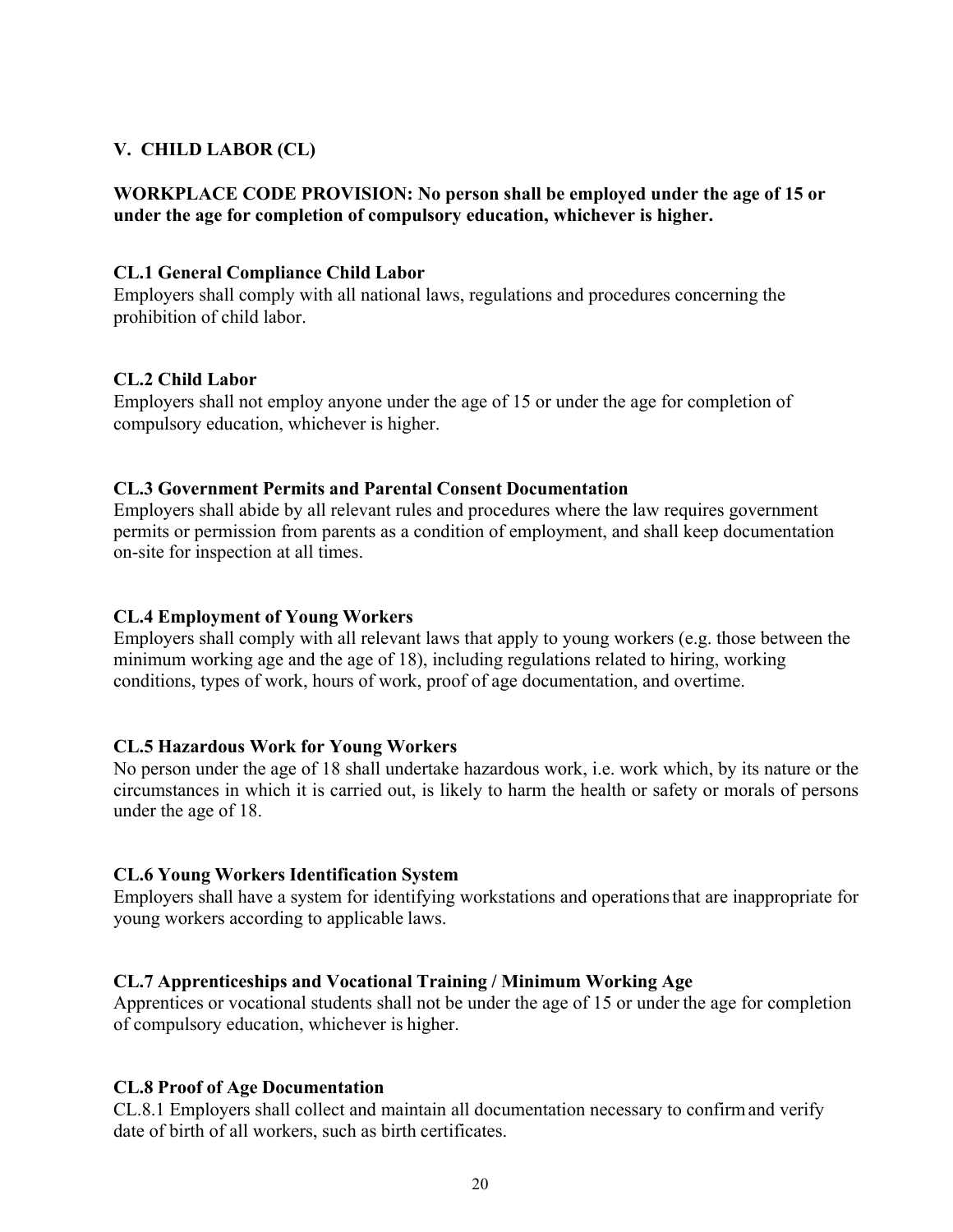## V. CHILD LABOR (CL)

**WORKPLACE CODE PROVISION: No person shall be employed under the age of 15 or under the age for completion of compulsory education, whichever is higher.**

### CL.1 General Compliance Child Labor

Employers shall comply with all national laws, regulations and procedures concerning the prohibition of child labor.

### CL.2 Child Labor

Employers shall not employ anyone under the age of 15 or under the age for completion of compulsory education, whichever is higher.

### CL.3 Government Permits and Parental Consent Documentation

Employers shall abide by all relevant rules and procedures where the law requires government permits or permission from parents as a condition of employment, and shall keep documentation on-site for inspection at all times.

### CL.4 Employment of Young Workers

Employers shall comply with all relevant laws that apply to young workers (e.g. those between the minimum working age and the age of 18), including regulations related to hiring, working conditions, types of work, hours of work, proof of age documentation, and overtime.

### CL.5 Hazardous Work for Young Workers

No person under the age of 18 shall undertake hazardous work, i.e. work which, by its nature or the circumstances in which it is carried out, is likely to harm the health or safety or morals of persons under the age of 18.

### CL.6 Young Workers Identification System

Employers shall have a system for identifying workstations and operations that are inappropriate for young workers according to applicable laws.

### CL.7 Apprenticeships and Vocational Training / Minimum Working Age

Apprentices or vocational students shall not be under the age of 15 or under the age for completion of compulsory education, whichever is higher.

### CL.8 Proof of Age Documentation

CL.8.1 Employers shall collect and maintain all documentation necessary to confirm and verify date of birth of all workers, such as birth certificates.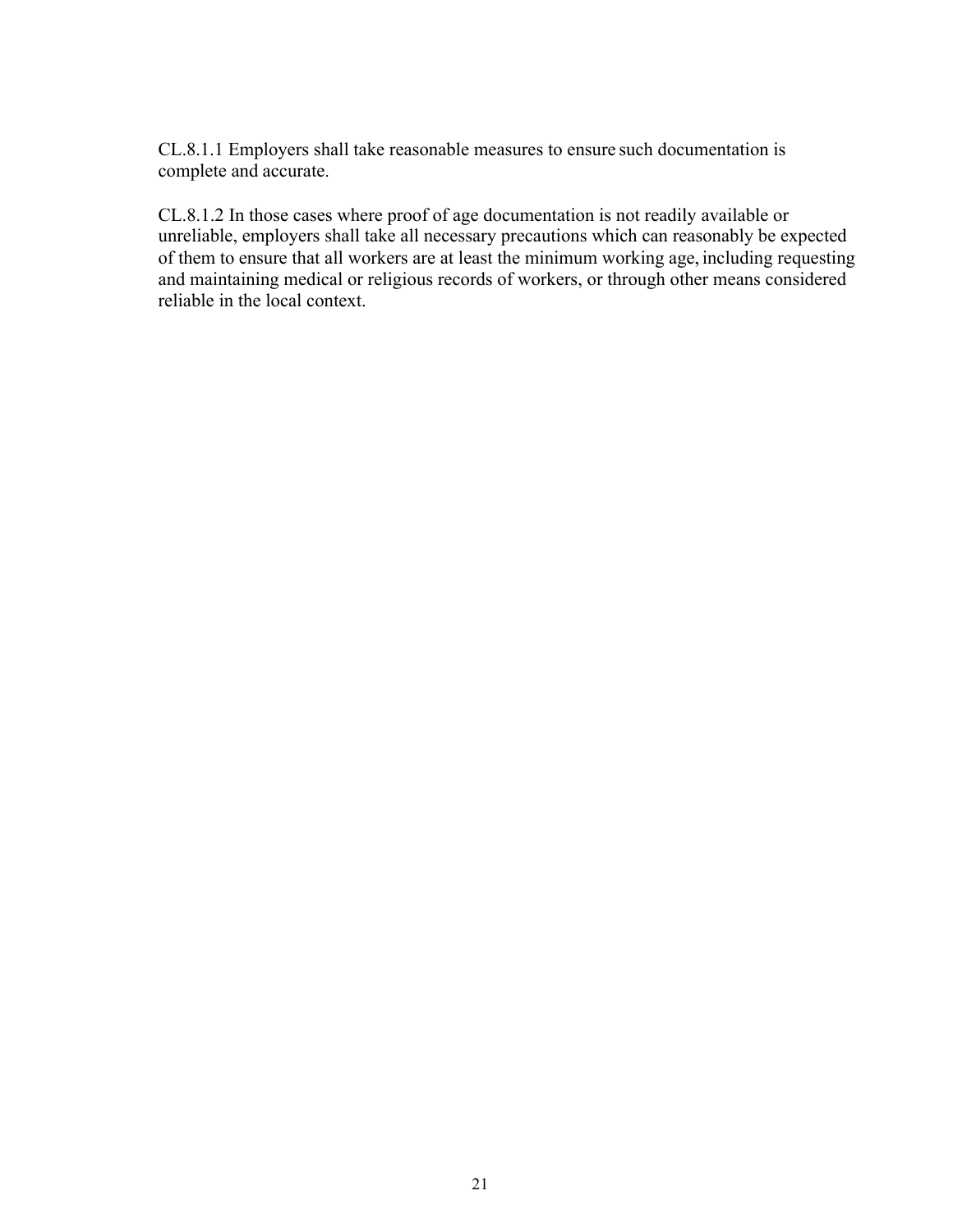CL.8.1.1 Employers shall take reasonable measures to ensure such documentation is complete and accurate.

CL.8.1.2 In those cases where proof of age documentation is not readily available or unreliable, employers shall take all necessary precautions which can reasonably be expected of them to ensure that all workers are at least the minimum working age, including requesting and maintaining medical or religious records of workers, or through other means considered reliable in the local context.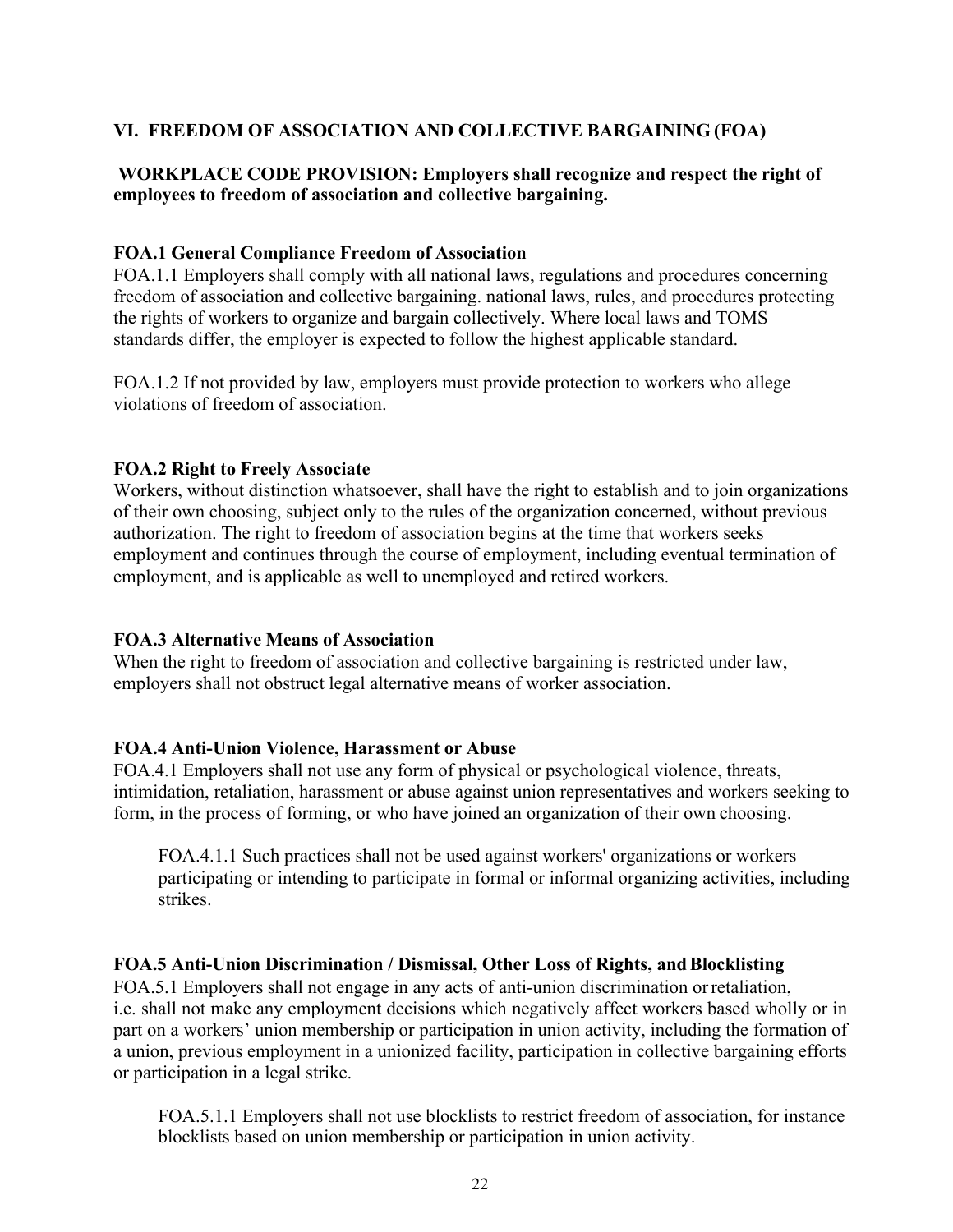## VI. FREEDOM OF ASSOCIATION AND COLLECTIVE BARGAINING (FOA)

**WORKPLACE CODE PROVISION: Employers shall recognize and respect the right of employees to freedom of association and collective bargaining.**

### FOA.1 General Compliance Freedom of Association

FOA.1.1 Employers shall comply with all national laws, regulations and procedures concerning freedom of association and collective bargaining. national laws, rules, and procedures protecting the rights of workers to organize and bargain collectively. Where local laws and TOMS standards differ, the employer is expected to follow the highest applicable standard.

FOA.1.2 If not provided by law, employers must provide protection to workers who allege violations of freedom of association.

### FOA.2 Right to Freely Associate

Workers, without distinction whatsoever, shall have the right to establish and to join organizations of their own choosing, subject only to the rules of the organization concerned, without previous authorization. The right to freedom of association begins at the time that workers seeks employment and continues through the course of employment, including eventual termination of employment, and is applicable as well to unemployed and retired workers.

### FOA.3 Alternative Means of Association

When the right to freedom of association and collective bargaining is restricted under law, employers shall not obstruct legal alternative means of worker association.

### FOA.4 Anti-Union Violence, Harassment or Abuse

FOA.4.1 Employers shall not use any form of physical or psychological violence, threats, intimidation, retaliation, harassment or abuse against union representatives and workers seeking to form, in the process of forming, or who have joined an organization of their own choosing.

> FOA.4.1.1 Such practices shall not be used against workers' organizations or workers participating or intending to participate in formal or informal organizing activities, including strikes.

### FOA.5 Anti-Union Discrimination / Dismissal, Other Loss of Rights, and Blocklisting

FOA.5.1 Employers shall not engage in any acts of anti-union discrimination or retaliation, i.e. shall not make any employment decisions which negatively affect workers based wholly or in part on a workers' union membership or participation in union activity, including the formation of a union, previous employment in a unionized facility, participation in collective bargaining efforts or participation in a legal strike.

> FOA.5.1.1 Employers shall not use blocklists to restrict freedom of association, for instance blocklists based on union membership or participation in union activity.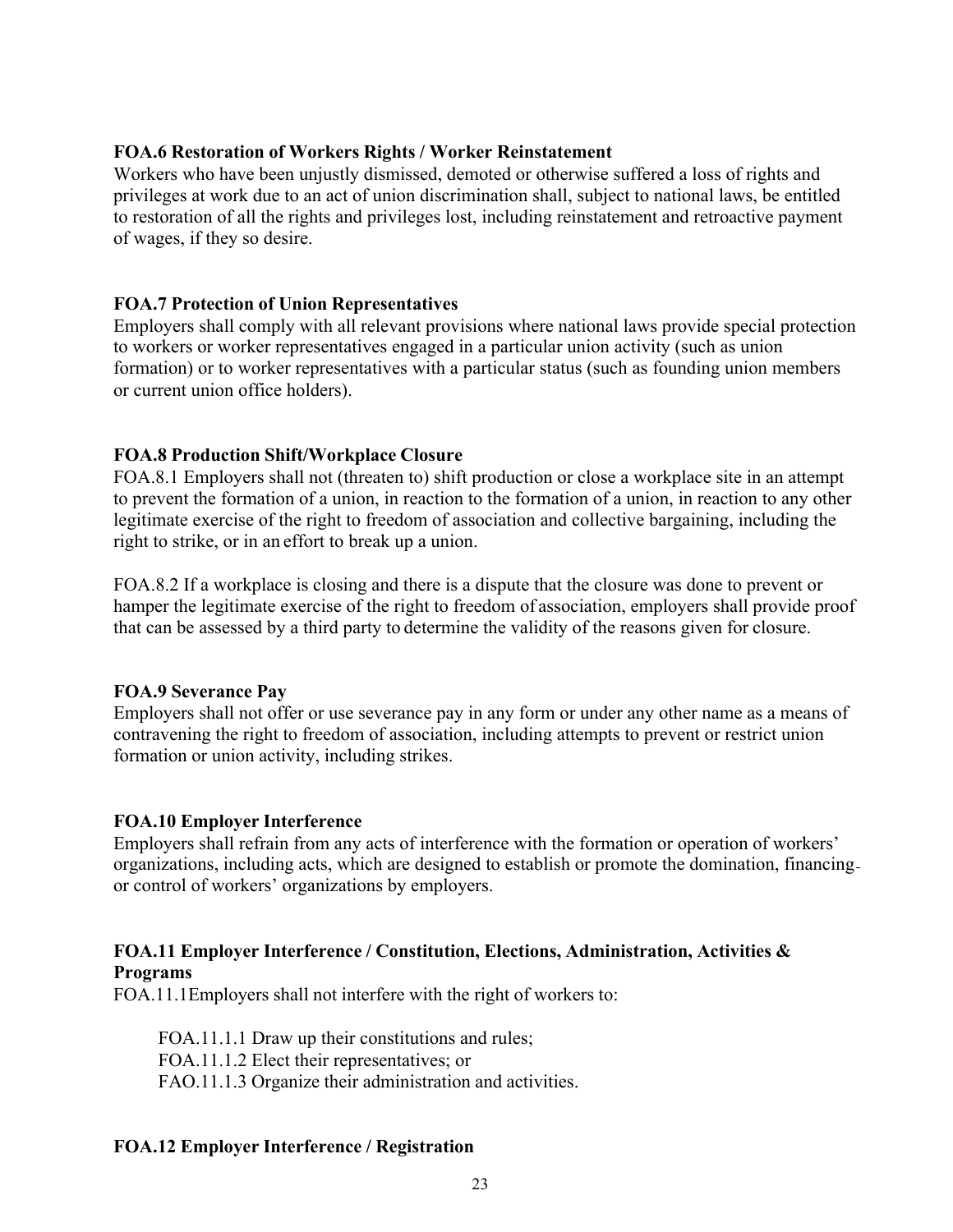**FOA.6 Restoration of Workers Rights / Worker Reinstatement**

Workers who have been unjustly dismissed, demoted or otherwise suffered a loss of rights and privileges at work due to an act of union discrimination shall, subject to national laws, be entitled to restoration of all the rights and privileges lost, including reinstatement and retroactive payment of wages, if they so desire.

**FOA.7 Protection of Union Representatives**

Employers shall comply with all relevant provisions where national laws provide special protection to workers or worker representatives engaged in a particular union activity (such as union formation) or to worker representatives with a particular status (such as founding union members or current union office holders).

**FOA.8 Production Shift/Workplace Closure**

FOA.8.1 Employers shall not (threaten to) shift production or close a workplace site in an attempt to prevent the formation of a union, in reaction to the formation of a union, in reaction to any other legitimate exercise of the right to freedom of association and collective bargaining, including the right to strike, or in an effort to break up a union.

FOA.8.2 If a workplace is closing and there is a dispute that the closure was done to prevent or hamper the legitimate exercise of the right to freedom of association, employers shall provide proof that can be assessed by a third party to determine the validity of the reasons given for closure.

**FOA.9 Severance Pay**

Employers shall not offer or use severance pay in any form or under any other name as a means of contravening the right to freedom of association, including attempts to prevent or restrict union formation or union activity, including strikes.

**FOA.10 Employer Interference**

Employers shall refrain from any acts of interference with the formation or operation of workers' organizations, including acts, which are designed to establish or promote the domination, financing or control of workers' organizations by employers.

**FOA.11 Employer Interference / Constitution, Elections, Administration, Activities & Programs**

FOA.11.1Employers shall not interfere with the right of workers to:

FOA.11.1.1 Draw up their constitutions and rules;
FOA.11.1.2 Elect their representatives; or
FAO.11.1.3 Organize their administration and activities.

**FOA.12 Employer Interference / Registration**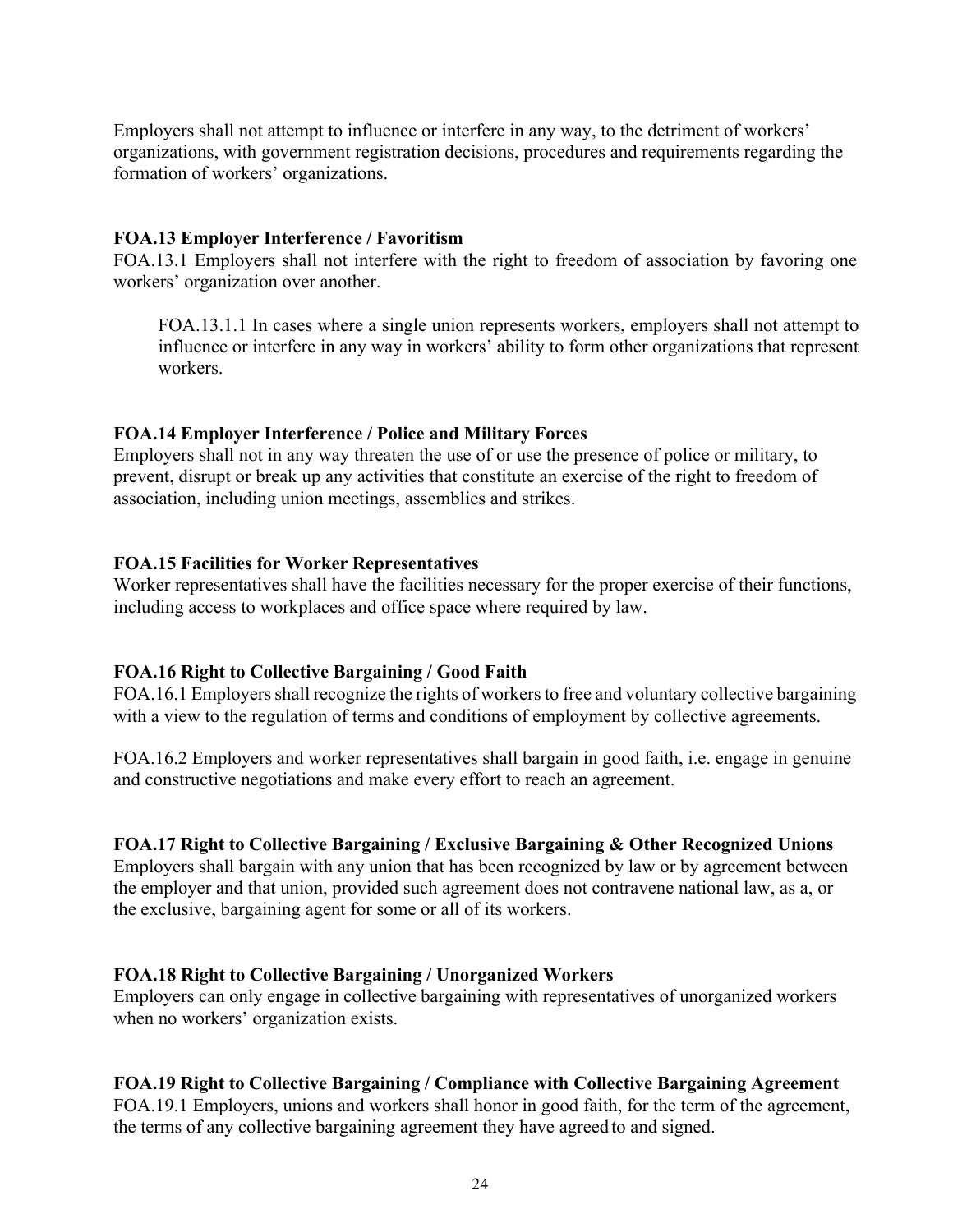Employers shall not attempt to influence or interfere in any way, to the detriment of workers' organizations, with government registration decisions, procedures and requirements regarding the formation of workers' organizations.

**FOA.13 Employer Interference / Favoritism**

FOA.13.1 Employers shall not interfere with the right to freedom of association by favoring one workers' organization over another.

> FOA.13.1.1 In cases where a single union represents workers, employers shall not attempt to influence or interfere in any way in workers' ability to form other organizations that represent workers.

**FOA.14 Employer Interference / Police and Military Forces**

Employers shall not in any way threaten the use of or use the presence of police or military, to prevent, disrupt or break up any activities that constitute an exercise of the right to freedom of association, including union meetings, assemblies and strikes.

**FOA.15 Facilities for Worker Representatives**

Worker representatives shall have the facilities necessary for the proper exercise of their functions, including access to workplaces and office space where required by law.

**FOA.16 Right to Collective Bargaining / Good Faith**

FOA.16.1 Employers shall recognize the rights of workers to free and voluntary collective bargaining with a view to the regulation of terms and conditions of employment by collective agreements.

FOA.16.2 Employers and worker representatives shall bargain in good faith, i.e. engage in genuine and constructive negotiations and make every effort to reach an agreement.

**FOA.17 Right to Collective Bargaining / Exclusive Bargaining & Other Recognized Unions**

Employers shall bargain with any union that has been recognized by law or by agreement between the employer and that union, provided such agreement does not contravene national law, as a, or the exclusive, bargaining agent for some or all of its workers.

**FOA.18 Right to Collective Bargaining / Unorganized Workers**

Employers can only engage in collective bargaining with representatives of unorganized workers when no workers' organization exists.

**FOA.19 Right to Collective Bargaining / Compliance with Collective Bargaining Agreement**

FOA.19.1 Employers, unions and workers shall honor in good faith, for the term of the agreement, the terms of any collective bargaining agreement they have agreed to and signed.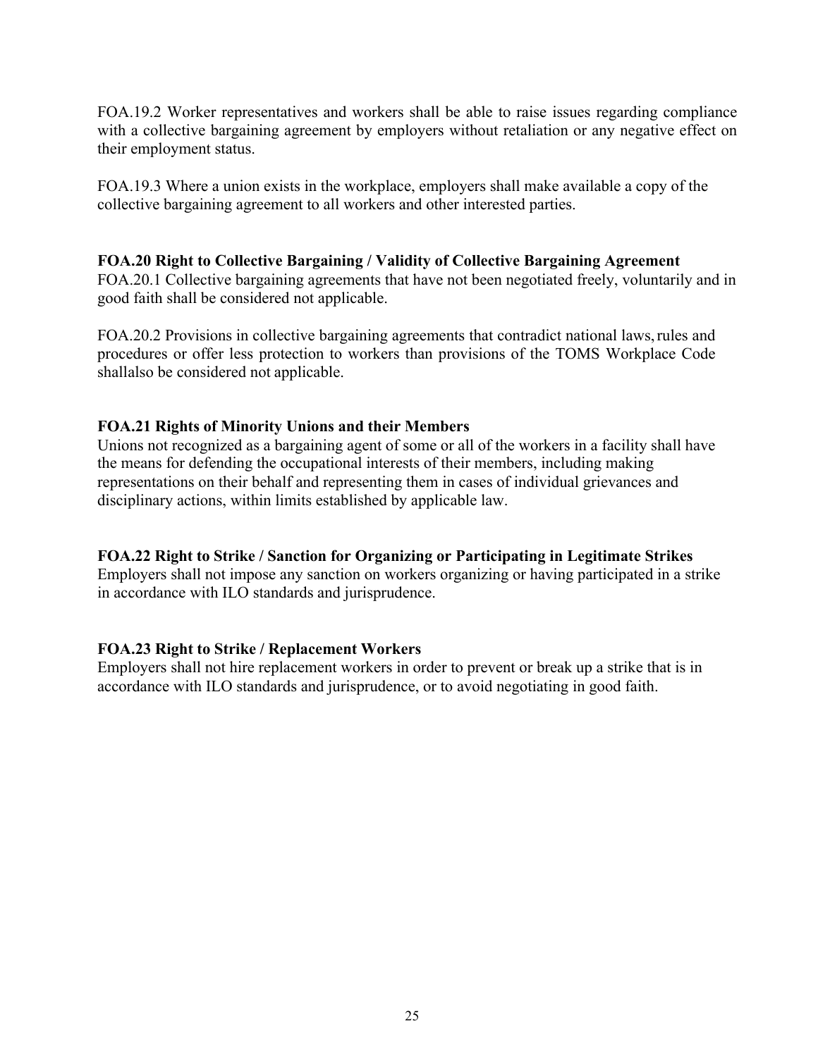FOA.19.2 Worker representatives and workers shall be able to raise issues regarding compliance with a collective bargaining agreement by employers without retaliation or any negative effect on their employment status.

FOA.19.3 Where a union exists in the workplace, employers shall make available a copy of the collective bargaining agreement to all workers and other interested parties.

**FOA.20 Right to Collective Bargaining / Validity of Collective Bargaining Agreement**

FOA.20.1 Collective bargaining agreements that have not been negotiated freely, voluntarily and in good faith shall be considered not applicable.

FOA.20.2 Provisions in collective bargaining agreements that contradict national laws, rules and procedures or offer less protection to workers than provisions of the TOMS Workplace Code shallalso be considered not applicable.

**FOA.21 Rights of Minority Unions and their Members**

Unions not recognized as a bargaining agent of some or all of the workers in a facility shall have the means for defending the occupational interests of their members, including making representations on their behalf and representing them in cases of individual grievances and disciplinary actions, within limits established by applicable law.

**FOA.22 Right to Strike / Sanction for Organizing or Participating in Legitimate Strikes**

Employers shall not impose any sanction on workers organizing or having participated in a strike in accordance with ILO standards and jurisprudence.

**FOA.23 Right to Strike / Replacement Workers**

Employers shall not hire replacement workers in order to prevent or break up a strike that is in accordance with ILO standards and jurisprudence, or to avoid negotiating in good faith.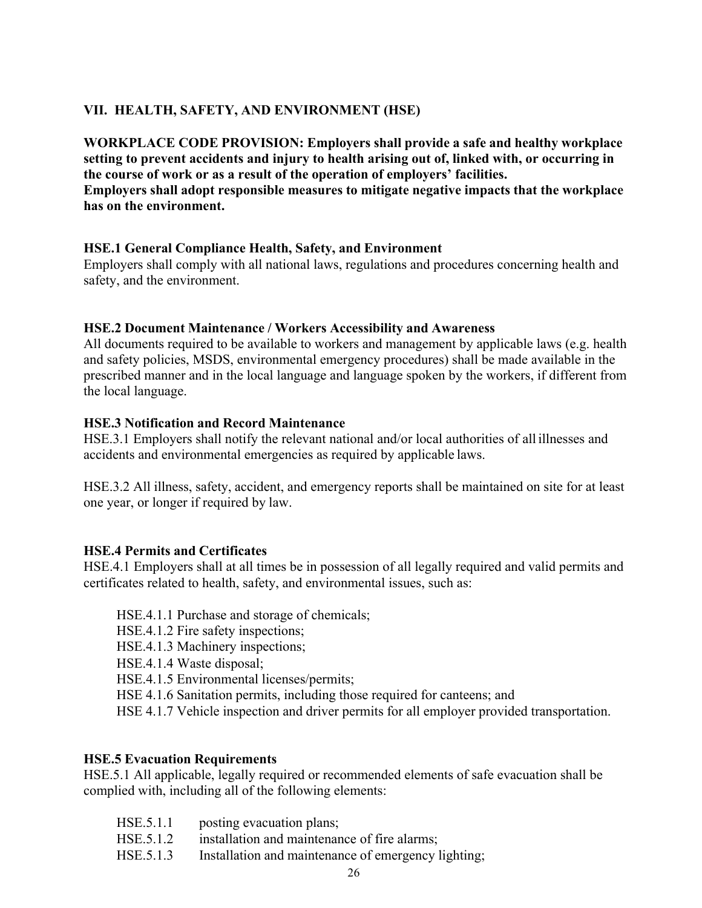## VII. HEALTH, SAFETY, AND ENVIRONMENT (HSE)

**WORKPLACE CODE PROVISION: Employers shall provide a safe and healthy workplace setting to prevent accidents and injury to health arising out of, linked with, or occurring in the course of work or as a result of the operation of employers' facilities.**
**Employers shall adopt responsible measures to mitigate negative impacts that the workplace has on the environment.**

### HSE.1 General Compliance Health, Safety, and Environment

Employers shall comply with all national laws, regulations and procedures concerning health and safety, and the environment.

### HSE.2 Document Maintenance / Workers Accessibility and Awareness

All documents required to be available to workers and management by applicable laws (e.g. health and safety policies, MSDS, environmental emergency procedures) shall be made available in the prescribed manner and in the local language and language spoken by the workers, if different from the local language.

### HSE.3 Notification and Record Maintenance

HSE.3.1 Employers shall notify the relevant national and/or local authorities of all illnesses and accidents and environmental emergencies as required by applicable laws.

HSE.3.2 All illness, safety, accident, and emergency reports shall be maintained on site for at least one year, or longer if required by law.

### HSE.4 Permits and Certificates

HSE.4.1 Employers shall at all times be in possession of all legally required and valid permits and certificates related to health, safety, and environmental issues, such as:

- HSE.4.1.1 Purchase and storage of chemicals;
- HSE.4.1.2 Fire safety inspections;
- HSE.4.1.3 Machinery inspections;
- HSE.4.1.4 Waste disposal;
- HSE.4.1.5 Environmental licenses/permits;
- HSE 4.1.6 Sanitation permits, including those required for canteens; and
- HSE 4.1.7 Vehicle inspection and driver permits for all employer provided transportation.

### HSE.5 Evacuation Requirements

HSE.5.1 All applicable, legally required or recommended elements of safe evacuation shall be complied with, including all of the following elements:

- HSE.5.1.1 posting evacuation plans;
- HSE.5.1.2 installation and maintenance of fire alarms;
- HSE.5.1.3 Installation and maintenance of emergency lighting;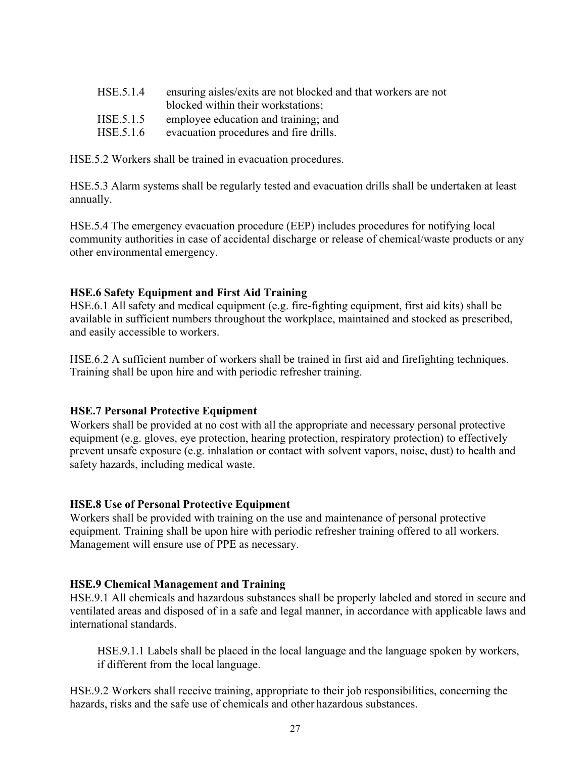HSE.5.1.4 ensuring aisles/exits are not blocked and that workers are not blocked within their workstations;

HSE.5.1.5 employee education and training; and

HSE.5.1.6 evacuation procedures and fire drills.

HSE.5.2 Workers shall be trained in evacuation procedures.

HSE.5.3 Alarm systems shall be regularly tested and evacuation drills shall be undertaken at least annually.

HSE.5.4 The emergency evacuation procedure (EEP) includes procedures for notifying local community authorities in case of accidental discharge or release of chemical/waste products or any other environmental emergency.

**HSE.6 Safety Equipment and First Aid Training**

HSE.6.1 All safety and medical equipment (e.g. fire-fighting equipment, first aid kits) shall be available in sufficient numbers throughout the workplace, maintained and stocked as prescribed, and easily accessible to workers.

HSE.6.2 A sufficient number of workers shall be trained in first aid and firefighting techniques. Training shall be upon hire and with periodic refresher training.

**HSE.7 Personal Protective Equipment**

Workers shall be provided at no cost with all the appropriate and necessary personal protective equipment (e.g. gloves, eye protection, hearing protection, respiratory protection) to effectively prevent unsafe exposure (e.g. inhalation or contact with solvent vapors, noise, dust) to health and safety hazards, including medical waste.

**HSE.8 Use of Personal Protective Equipment**

Workers shall be provided with training on the use and maintenance of personal protective equipment. Training shall be upon hire with periodic refresher training offered to all workers. Management will ensure use of PPE as necessary.

**HSE.9 Chemical Management and Training**

HSE.9.1 All chemicals and hazardous substances shall be properly labeled and stored in secure and ventilated areas and disposed of in a safe and legal manner, in accordance with applicable laws and international standards.

HSE.9.1.1 Labels shall be placed in the local language and the language spoken by workers, if different from the local language.

HSE.9.2 Workers shall receive training, appropriate to their job responsibilities, concerning the hazards, risks and the safe use of chemicals and other hazardous substances.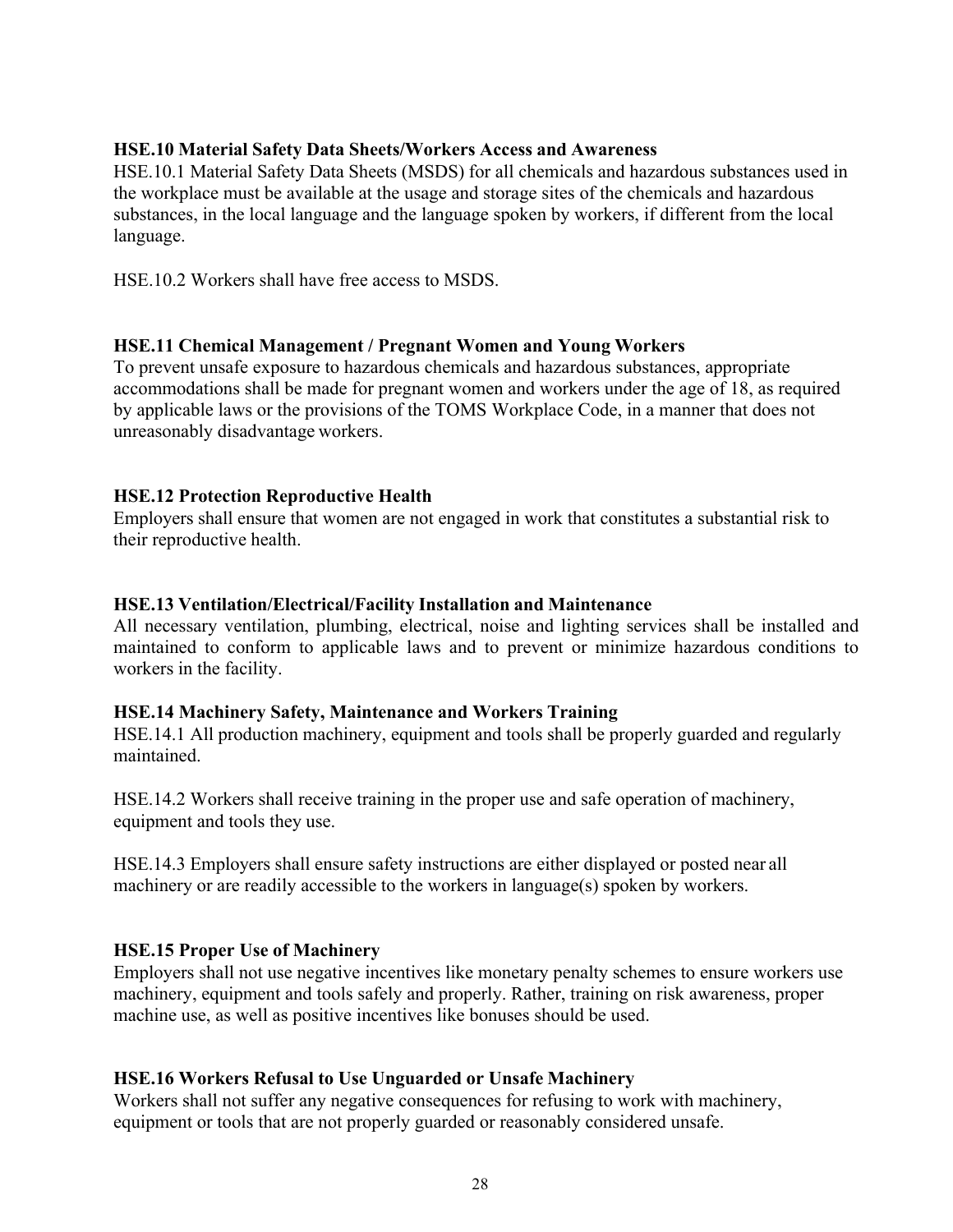**HSE.10 Material Safety Data Sheets/Workers Access and Awareness**

HSE.10.1 Material Safety Data Sheets (MSDS) for all chemicals and hazardous substances used in the workplace must be available at the usage and storage sites of the chemicals and hazardous substances, in the local language and the language spoken by workers, if different from the local language.

HSE.10.2 Workers shall have free access to MSDS.

**HSE.11 Chemical Management / Pregnant Women and Young Workers**

To prevent unsafe exposure to hazardous chemicals and hazardous substances, appropriate accommodations shall be made for pregnant women and workers under the age of 18, as required by applicable laws or the provisions of the TOMS Workplace Code, in a manner that does not unreasonably disadvantage workers.

**HSE.12 Protection Reproductive Health**

Employers shall ensure that women are not engaged in work that constitutes a substantial risk to their reproductive health.

**HSE.13 Ventilation/Electrical/Facility Installation and Maintenance**

All necessary ventilation, plumbing, electrical, noise and lighting services shall be installed and maintained to conform to applicable laws and to prevent or minimize hazardous conditions to workers in the facility.

**HSE.14 Machinery Safety, Maintenance and Workers Training**

HSE.14.1 All production machinery, equipment and tools shall be properly guarded and regularly maintained.

HSE.14.2 Workers shall receive training in the proper use and safe operation of machinery, equipment and tools they use.

HSE.14.3 Employers shall ensure safety instructions are either displayed or posted near all machinery or are readily accessible to the workers in language(s) spoken by workers.

**HSE.15 Proper Use of Machinery**

Employers shall not use negative incentives like monetary penalty schemes to ensure workers use machinery, equipment and tools safely and properly. Rather, training on risk awareness, proper machine use, as well as positive incentives like bonuses should be used.

**HSE.16 Workers Refusal to Use Unguarded or Unsafe Machinery**

Workers shall not suffer any negative consequences for refusing to work with machinery, equipment or tools that are not properly guarded or reasonably considered unsafe.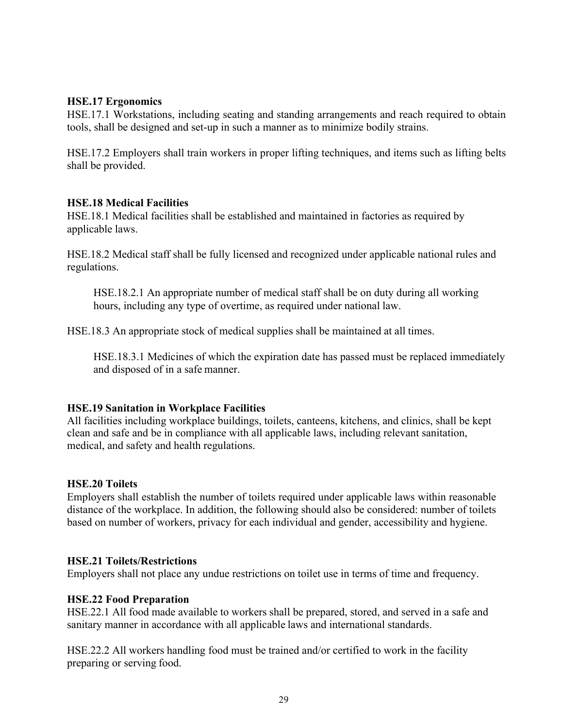**HSE.17 Ergonomics**

HSE.17.1 Workstations, including seating and standing arrangements and reach required to obtain tools, shall be designed and set-up in such a manner as to minimize bodily strains.

HSE.17.2 Employers shall train workers in proper lifting techniques, and items such as lifting belts shall be provided.

**HSE.18 Medical Facilities**

HSE.18.1 Medical facilities shall be established and maintained in factories as required by applicable laws.

HSE.18.2 Medical staff shall be fully licensed and recognized under applicable national rules and regulations.

> HSE.18.2.1 An appropriate number of medical staff shall be on duty during all working hours, including any type of overtime, as required under national law.

HSE.18.3 An appropriate stock of medical supplies shall be maintained at all times.

> HSE.18.3.1 Medicines of which the expiration date has passed must be replaced immediately and disposed of in a safe manner.

**HSE.19 Sanitation in Workplace Facilities**

All facilities including workplace buildings, toilets, canteens, kitchens, and clinics, shall be kept clean and safe and be in compliance with all applicable laws, including relevant sanitation, medical, and safety and health regulations.

**HSE.20 Toilets**

Employers shall establish the number of toilets required under applicable laws within reasonable distance of the workplace. In addition, the following should also be considered: number of toilets based on number of workers, privacy for each individual and gender, accessibility and hygiene.

**HSE.21 Toilets/Restrictions**

Employers shall not place any undue restrictions on toilet use in terms of time and frequency.

**HSE.22 Food Preparation**

HSE.22.1 All food made available to workers shall be prepared, stored, and served in a safe and sanitary manner in accordance with all applicable laws and international standards.

HSE.22.2 All workers handling food must be trained and/or certified to work in the facility preparing or serving food.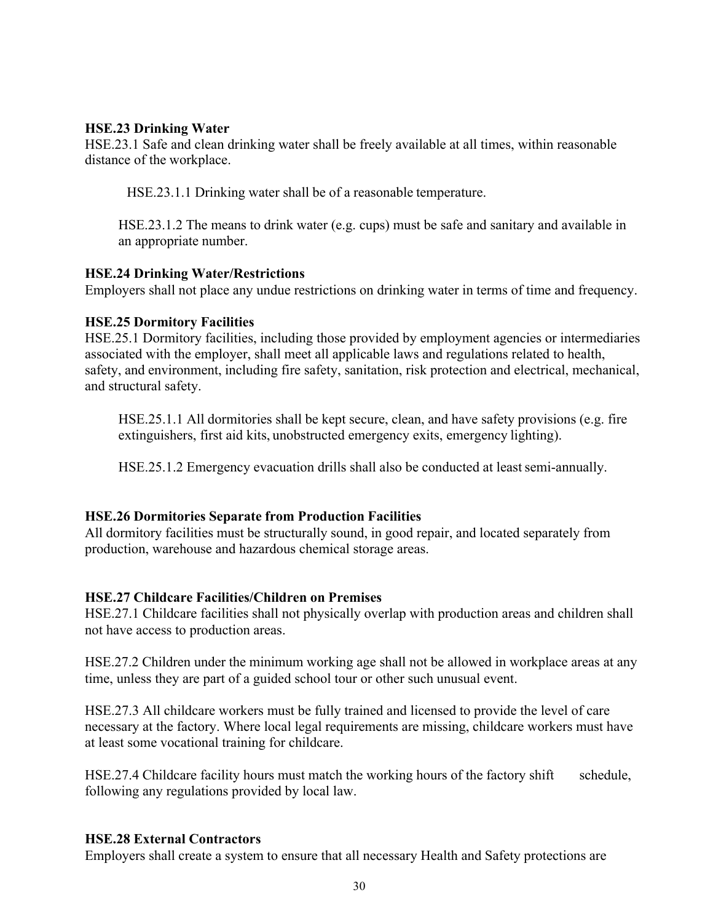**HSE.23 Drinking Water**

HSE.23.1 Safe and clean drinking water shall be freely available at all times, within reasonable distance of the workplace.

> HSE.23.1.1 Drinking water shall be of a reasonable temperature.
>
> HSE.23.1.2 The means to drink water (e.g. cups) must be safe and sanitary and available in an appropriate number.

**HSE.24 Drinking Water/Restrictions**

Employers shall not place any undue restrictions on drinking water in terms of time and frequency.

**HSE.25 Dormitory Facilities**

HSE.25.1 Dormitory facilities, including those provided by employment agencies or intermediaries associated with the employer, shall meet all applicable laws and regulations related to health, safety, and environment, including fire safety, sanitation, risk protection and electrical, mechanical, and structural safety.

> HSE.25.1.1 All dormitories shall be kept secure, clean, and have safety provisions (e.g. fire extinguishers, first aid kits, unobstructed emergency exits, emergency lighting).
>
> HSE.25.1.2 Emergency evacuation drills shall also be conducted at least semi-annually.

**HSE.26 Dormitories Separate from Production Facilities**

All dormitory facilities must be structurally sound, in good repair, and located separately from production, warehouse and hazardous chemical storage areas.

**HSE.27 Childcare Facilities/Children on Premises**

HSE.27.1 Childcare facilities shall not physically overlap with production areas and children shall not have access to production areas.

HSE.27.2 Children under the minimum working age shall not be allowed in workplace areas at any time, unless they are part of a guided school tour or other such unusual event.

HSE.27.3 All childcare workers must be fully trained and licensed to provide the level of care necessary at the factory. Where local legal requirements are missing, childcare workers must have at least some vocational training for childcare.

HSE.27.4 Childcare facility hours must match the working hours of the factory shift schedule, following any regulations provided by local law.

**HSE.28 External Contractors**

Employers shall create a system to ensure that all necessary Health and Safety protections are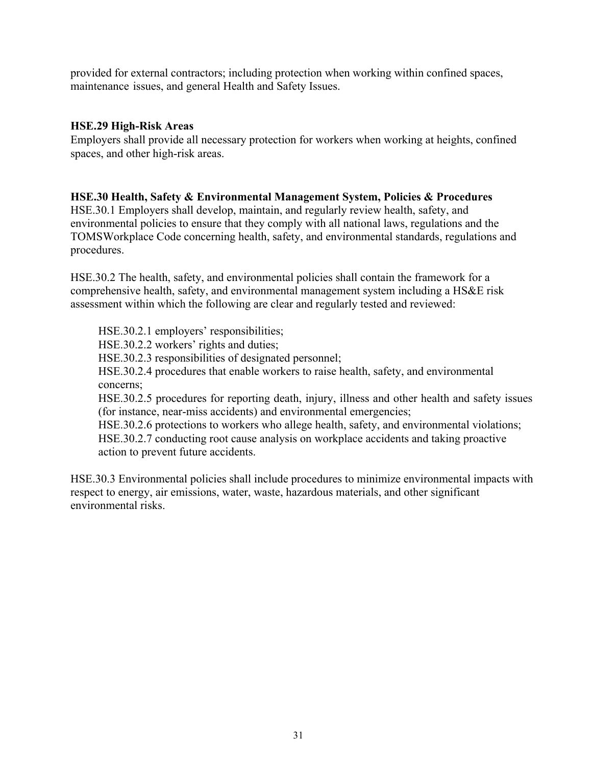provided for external contractors; including protection when working within confined spaces, maintenance issues, and general Health and Safety Issues.

**HSE.29 High-Risk Areas**

Employers shall provide all necessary protection for workers when working at heights, confined spaces, and other high-risk areas.

**HSE.30 Health, Safety & Environmental Management System, Policies & Procedures**

HSE.30.1 Employers shall develop, maintain, and regularly review health, safety, and environmental policies to ensure that they comply with all national laws, regulations and the TOMSWorkplace Code concerning health, safety, and environmental standards, regulations and procedures.

HSE.30.2 The health, safety, and environmental policies shall contain the framework for a comprehensive health, safety, and environmental management system including a HS&E risk assessment within which the following are clear and regularly tested and reviewed:

HSE.30.2.1 employers' responsibilities;
HSE.30.2.2 workers' rights and duties;
HSE.30.2.3 responsibilities of designated personnel;
HSE.30.2.4 procedures that enable workers to raise health, safety, and environmental concerns;
HSE.30.2.5 procedures for reporting death, injury, illness and other health and safety issues (for instance, near-miss accidents) and environmental emergencies;
HSE.30.2.6 protections to workers who allege health, safety, and environmental violations;
HSE.30.2.7 conducting root cause analysis on workplace accidents and taking proactive action to prevent future accidents.

HSE.30.3 Environmental policies shall include procedures to minimize environmental impacts with respect to energy, air emissions, water, waste, hazardous materials, and other significant environmental risks.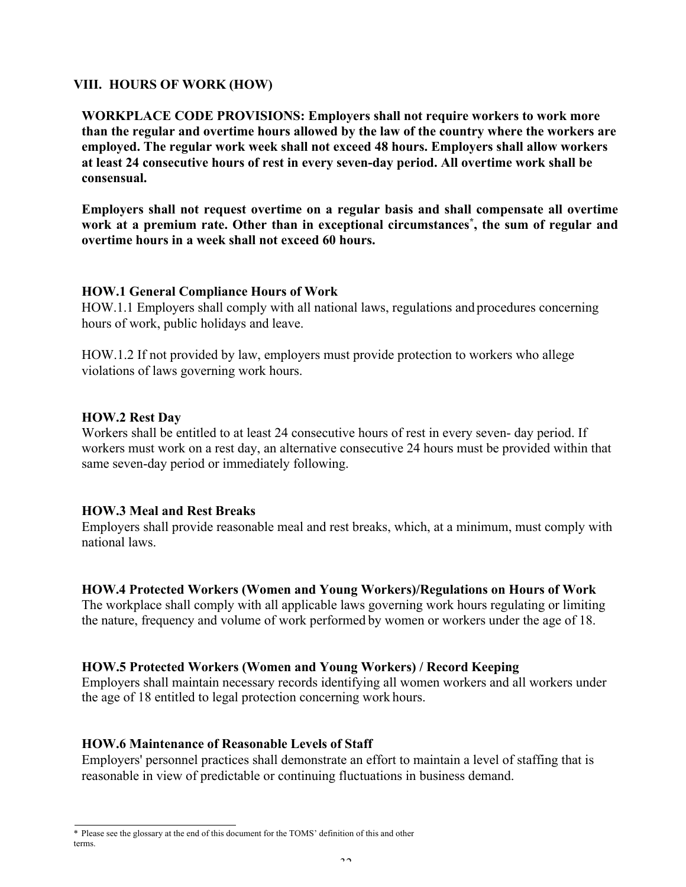## VIII. HOURS OF WORK (HOW)

**WORKPLACE CODE PROVISIONS: Employers shall not require workers to work more than the regular and overtime hours allowed by the law of the country where the workers are employed. The regular work week shall not exceed 48 hours. Employers shall allow workers at least 24 consecutive hours of rest in every seven-day period. All overtime work shall be consensual.**

**Employers shall not request overtime on a regular basis and shall compensate all overtime work at a premium rate. Other than in exceptional circumstances*, the sum of regular and overtime hours in a week shall not exceed 60 hours.**

### HOW.1 General Compliance Hours of Work

HOW.1.1 Employers shall comply with all national laws, regulations and procedures concerning hours of work, public holidays and leave.

HOW.1.2 If not provided by law, employers must provide protection to workers who allege violations of laws governing work hours.

### HOW.2 Rest Day

Workers shall be entitled to at least 24 consecutive hours of rest in every seven- day period. If workers must work on a rest day, an alternative consecutive 24 hours must be provided within that same seven-day period or immediately following.

### HOW.3 Meal and Rest Breaks

Employers shall provide reasonable meal and rest breaks, which, at a minimum, must comply with national laws.

### HOW.4 Protected Workers (Women and Young Workers)/Regulations on Hours of Work

The workplace shall comply with all applicable laws governing work hours regulating or limiting the nature, frequency and volume of work performed by women or workers under the age of 18.

### HOW.5 Protected Workers (Women and Young Workers) / Record Keeping

Employers shall maintain necessary records identifying all women workers and all workers under the age of 18 entitled to legal protection concerning work hours.

### HOW.6 Maintenance of Reasonable Levels of Staff

Employers' personnel practices shall demonstrate an effort to maintain a level of staffing that is reasonable in view of predictable or continuing fluctuations in business demand.

---

* Please see the glossary at the end of this document for the TOMS' definition of this and other terms.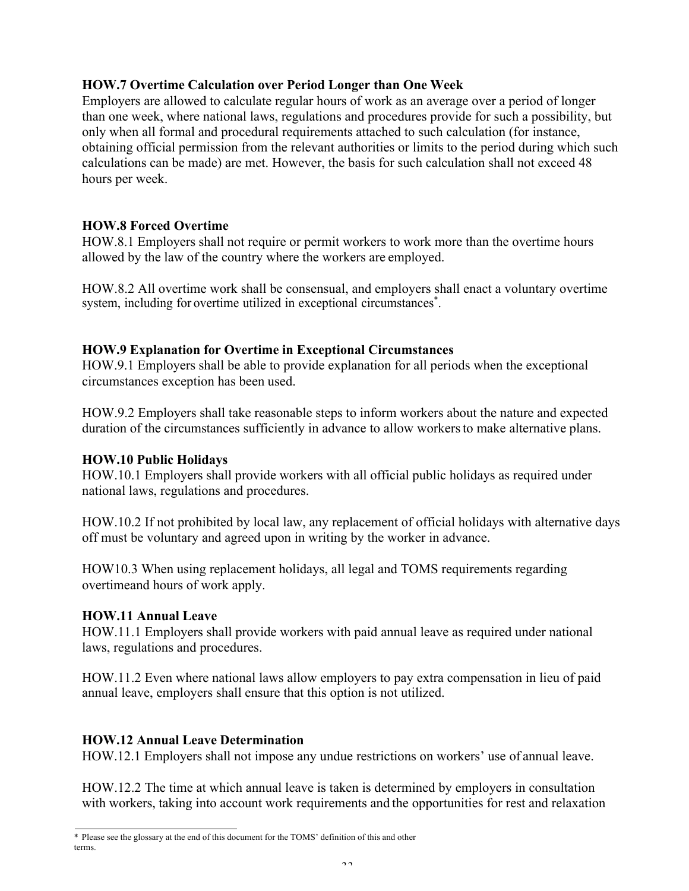**HOW.7 Overtime Calculation over Period Longer than One Week**
Employers are allowed to calculate regular hours of work as an average over a period of longer than one week, where national laws, regulations and procedures provide for such a possibility, but only when all formal and procedural requirements attached to such calculation (for instance, obtaining official permission from the relevant authorities or limits to the period during which such calculations can be made) are met. However, the basis for such calculation shall not exceed 48 hours per week.

**HOW.8 Forced Overtime**
HOW.8.1 Employers shall not require or permit workers to work more than the overtime hours allowed by the law of the country where the workers are employed.

HOW.8.2 All overtime work shall be consensual, and employers shall enact a voluntary overtime system, including for overtime utilized in exceptional circumstances*.

**HOW.9 Explanation for Overtime in Exceptional Circumstances**
HOW.9.1 Employers shall be able to provide explanation for all periods when the exceptional circumstances exception has been used.

HOW.9.2 Employers shall take reasonable steps to inform workers about the nature and expected duration of the circumstances sufficiently in advance to allow workers to make alternative plans.

**HOW.10 Public Holidays**
HOW.10.1 Employers shall provide workers with all official public holidays as required under national laws, regulations and procedures.

HOW.10.2 If not prohibited by local law, any replacement of official holidays with alternative days off must be voluntary and agreed upon in writing by the worker in advance.

HOW10.3 When using replacement holidays, all legal and TOMS requirements regarding overtimeand hours of work apply.

**HOW.11 Annual Leave**
HOW.11.1 Employers shall provide workers with paid annual leave as required under national laws, regulations and procedures.

HOW.11.2 Even where national laws allow employers to pay extra compensation in lieu of paid annual leave, employers shall ensure that this option is not utilized.

**HOW.12 Annual Leave Determination**
HOW.12.1 Employers shall not impose any undue restrictions on workers' use of annual leave.

HOW.12.2 The time at which annual leave is taken is determined by employers in consultation with workers, taking into account work requirements and the opportunities for rest and relaxation

* Please see the glossary at the end of this document for the TOMS' definition of this and other terms.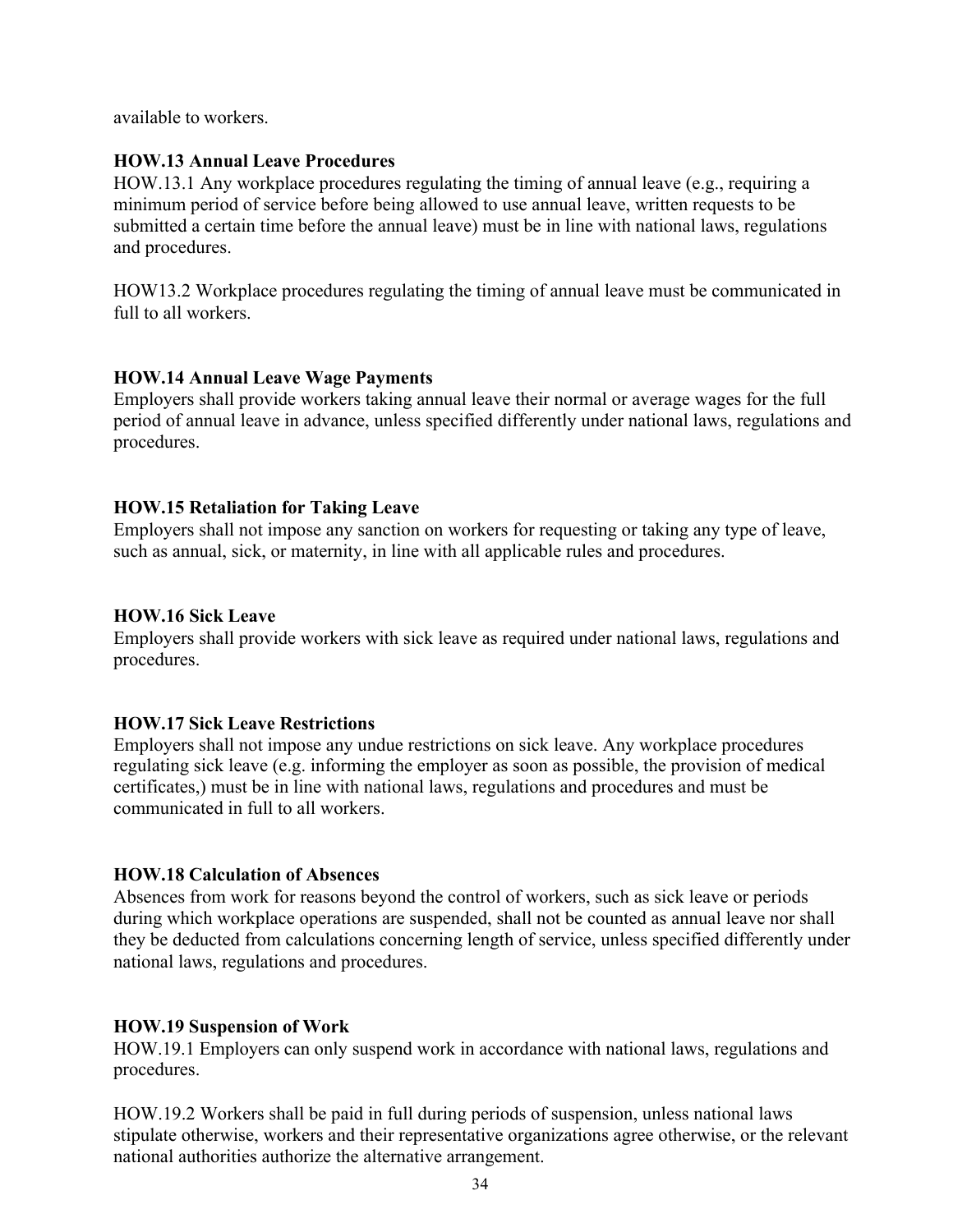available to workers.

**HOW.13 Annual Leave Procedures**

HOW.13.1 Any workplace procedures regulating the timing of annual leave (e.g., requiring a minimum period of service before being allowed to use annual leave, written requests to be submitted a certain time before the annual leave) must be in line with national laws, regulations and procedures.

HOW13.2 Workplace procedures regulating the timing of annual leave must be communicated in full to all workers.

**HOW.14 Annual Leave Wage Payments**

Employers shall provide workers taking annual leave their normal or average wages for the full period of annual leave in advance, unless specified differently under national laws, regulations and procedures.

**HOW.15 Retaliation for Taking Leave**

Employers shall not impose any sanction on workers for requesting or taking any type of leave, such as annual, sick, or maternity, in line with all applicable rules and procedures.

**HOW.16 Sick Leave**

Employers shall provide workers with sick leave as required under national laws, regulations and procedures.

**HOW.17 Sick Leave Restrictions**

Employers shall not impose any undue restrictions on sick leave. Any workplace procedures regulating sick leave (e.g. informing the employer as soon as possible, the provision of medical certificates,) must be in line with national laws, regulations and procedures and must be communicated in full to all workers.

**HOW.18 Calculation of Absences**

Absences from work for reasons beyond the control of workers, such as sick leave or periods during which workplace operations are suspended, shall not be counted as annual leave nor shall they be deducted from calculations concerning length of service, unless specified differently under national laws, regulations and procedures.

**HOW.19 Suspension of Work**

HOW.19.1 Employers can only suspend work in accordance with national laws, regulations and procedures.

HOW.19.2 Workers shall be paid in full during periods of suspension, unless national laws stipulate otherwise, workers and their representative organizations agree otherwise, or the relevant national authorities authorize the alternative arrangement.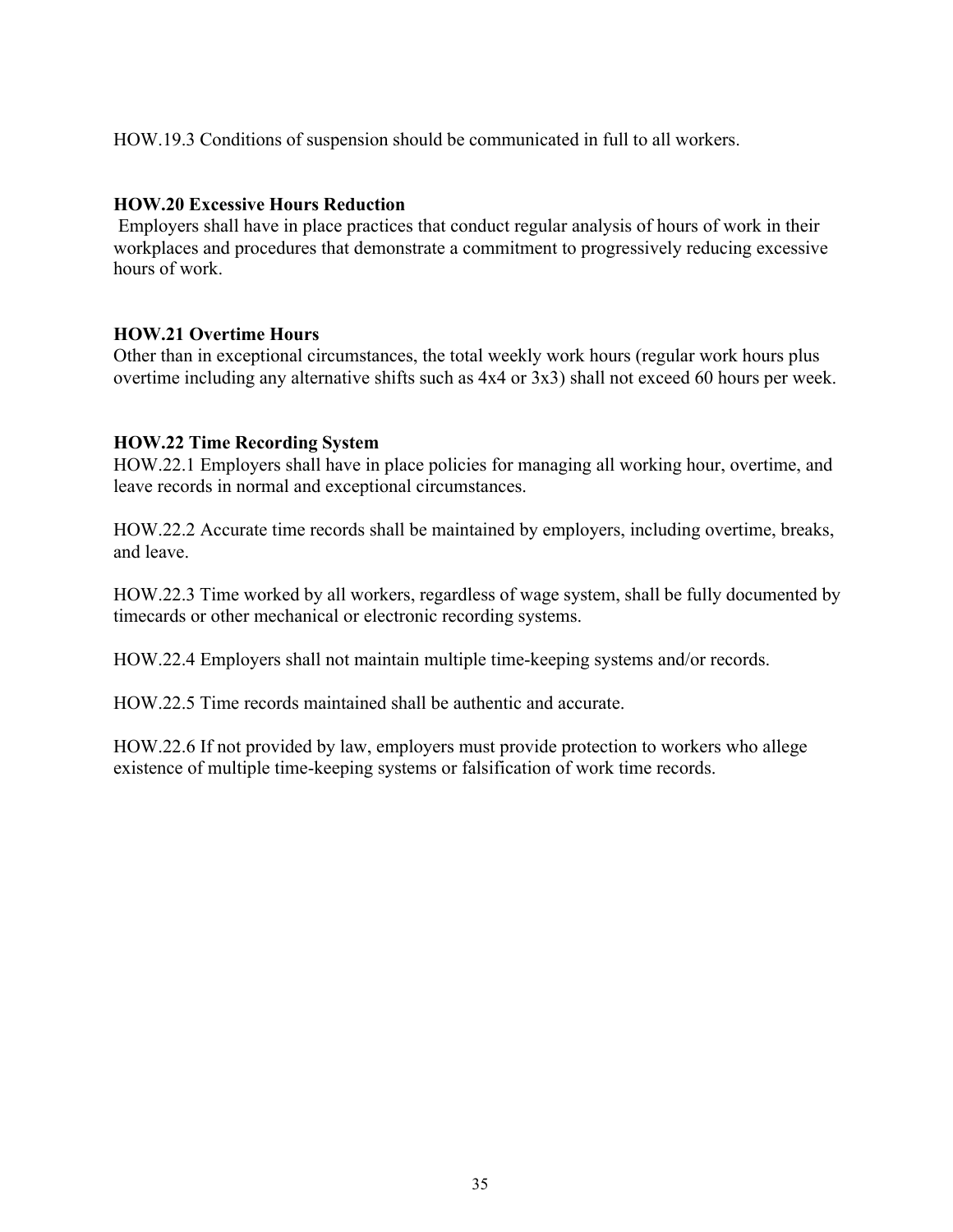HOW.19.3 Conditions of suspension should be communicated in full to all workers.

**HOW.20 Excessive Hours Reduction**

Employers shall have in place practices that conduct regular analysis of hours of work in their workplaces and procedures that demonstrate a commitment to progressively reducing excessive hours of work.

**HOW.21 Overtime Hours**

Other than in exceptional circumstances, the total weekly work hours (regular work hours plus overtime including any alternative shifts such as 4x4 or 3x3) shall not exceed 60 hours per week.

**HOW.22 Time Recording System**

HOW.22.1 Employers shall have in place policies for managing all working hour, overtime, and leave records in normal and exceptional circumstances.

HOW.22.2 Accurate time records shall be maintained by employers, including overtime, breaks, and leave.

HOW.22.3 Time worked by all workers, regardless of wage system, shall be fully documented by timecards or other mechanical or electronic recording systems.

HOW.22.4 Employers shall not maintain multiple time-keeping systems and/or records.

HOW.22.5 Time records maintained shall be authentic and accurate.

HOW.22.6 If not provided by law, employers must provide protection to workers who allege existence of multiple time-keeping systems or falsification of work time records.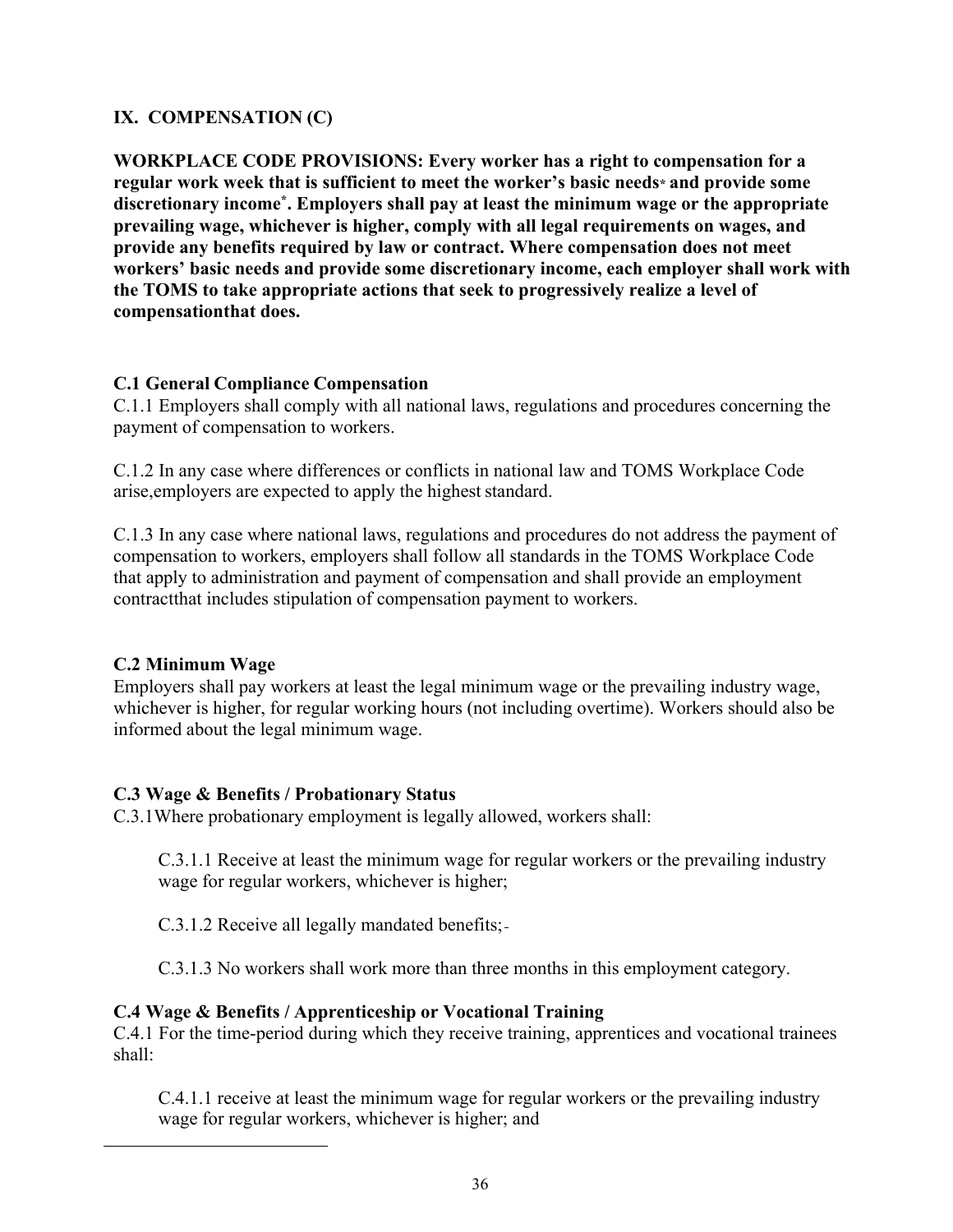## IX. COMPENSATION (C)

**WORKPLACE CODE PROVISIONS: Every worker has a right to compensation for a regular work week that is sufficient to meet the worker's basic needs* and provide some discretionary income*. Employers shall pay at least the minimum wage or the appropriate prevailing wage, whichever is higher, comply with all legal requirements on wages, and provide any benefits required by law or contract. Where compensation does not meet workers' basic needs and provide some discretionary income, each employer shall work with the TOMS to take appropriate actions that seek to progressively realize a level of compensationthat does.**

### C.1 General Compliance Compensation

C.1.1 Employers shall comply with all national laws, regulations and procedures concerning the payment of compensation to workers.

C.1.2 In any case where differences or conflicts in national law and TOMS Workplace Code arise,employers are expected to apply the highest standard.

C.1.3 In any case where national laws, regulations and procedures do not address the payment of compensation to workers, employers shall follow all standards in the TOMS Workplace Code that apply to administration and payment of compensation and shall provide an employment contractthat includes stipulation of compensation payment to workers.

### C.2 Minimum Wage

Employers shall pay workers at least the legal minimum wage or the prevailing industry wage, whichever is higher, for regular working hours (not including overtime). Workers should also be informed about the legal minimum wage.

### C.3 Wage & Benefits / Probationary Status

C.3.1Where probationary employment is legally allowed, workers shall:

> C.3.1.1 Receive at least the minimum wage for regular workers or the prevailing industry wage for regular workers, whichever is higher;
>
> C.3.1.2 Receive all legally mandated benefits;
>
> C.3.1.3 No workers shall work more than three months in this employment category.

### C.4 Wage & Benefits / Apprenticeship or Vocational Training

C.4.1 For the time-period during which they receive training, apprentices and vocational trainees shall:

> C.4.1.1 receive at least the minimum wage for regular workers or the prevailing industry wage for regular workers, whichever is higher; and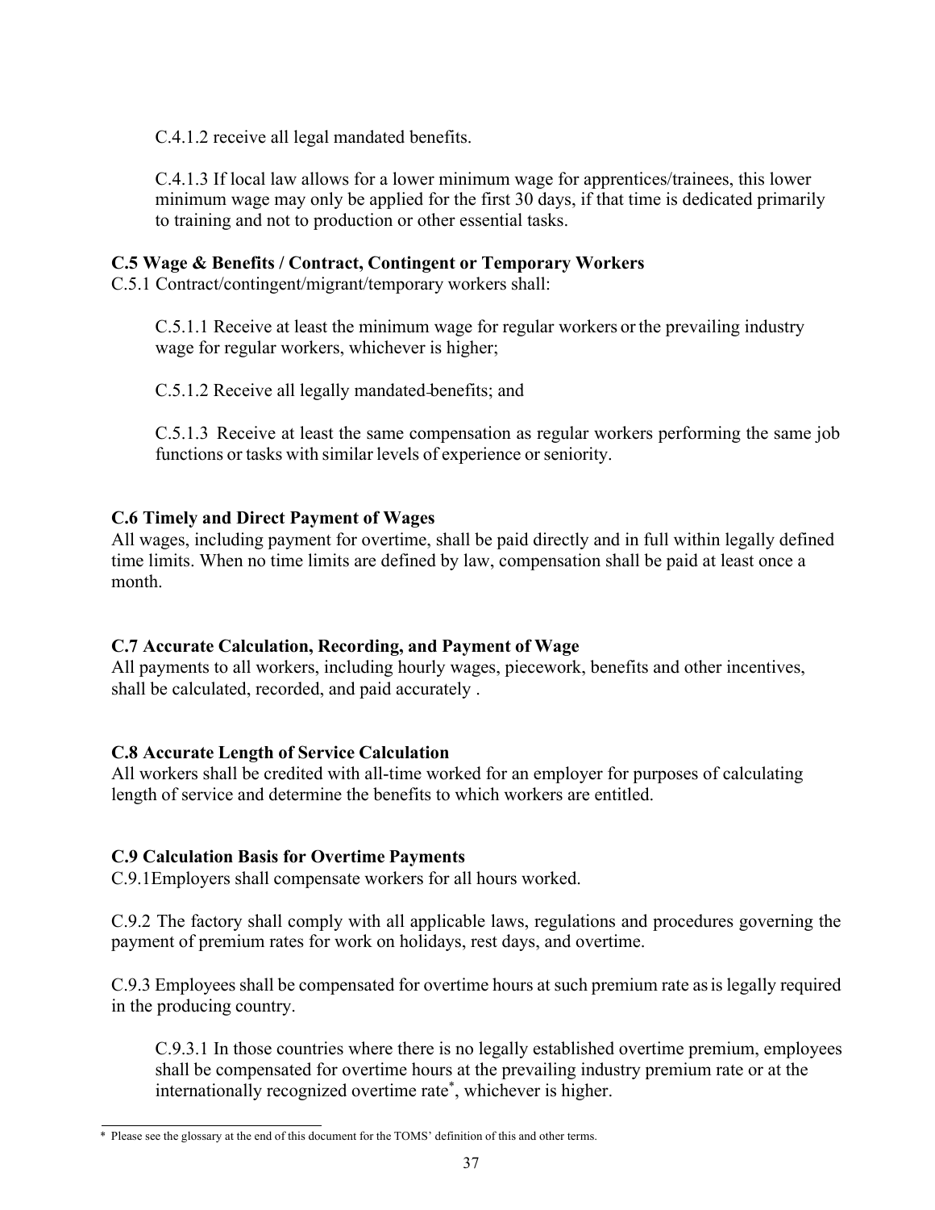C.4.1.2 receive all legal mandated benefits.

C.4.1.3 If local law allows for a lower minimum wage for apprentices/trainees, this lower minimum wage may only be applied for the first 30 days, if that time is dedicated primarily to training and not to production or other essential tasks.

**C.5 Wage & Benefits / Contract, Contingent or Temporary Workers**

C.5.1 Contract/contingent/migrant/temporary workers shall:

C.5.1.1 Receive at least the minimum wage for regular workers or the prevailing industry wage for regular workers, whichever is higher;

C.5.1.2 Receive all legally mandated benefits; and

C.5.1.3 Receive at least the same compensation as regular workers performing the same job functions or tasks with similar levels of experience or seniority.

**C.6 Timely and Direct Payment of Wages**

All wages, including payment for overtime, shall be paid directly and in full within legally defined time limits. When no time limits are defined by law, compensation shall be paid at least once a month.

**C.7 Accurate Calculation, Recording, and Payment of Wage**

All payments to all workers, including hourly wages, piecework, benefits and other incentives, shall be calculated, recorded, and paid accurately .

**C.8 Accurate Length of Service Calculation**

All workers shall be credited with all-time worked for an employer for purposes of calculating length of service and determine the benefits to which workers are entitled.

**C.9 Calculation Basis for Overtime Payments**

C.9.1Employers shall compensate workers for all hours worked.

C.9.2 The factory shall comply with all applicable laws, regulations and procedures governing the payment of premium rates for work on holidays, rest days, and overtime.

C.9.3 Employees shall be compensated for overtime hours at such premium rate as is legally required in the producing country.

C.9.3.1 In those countries where there is no legally established overtime premium, employees shall be compensated for overtime hours at the prevailing industry premium rate or at the internationally recognized overtime rate*, whichever is higher.

---

* Please see the glossary at the end of this document for the TOMS' definition of this and other terms.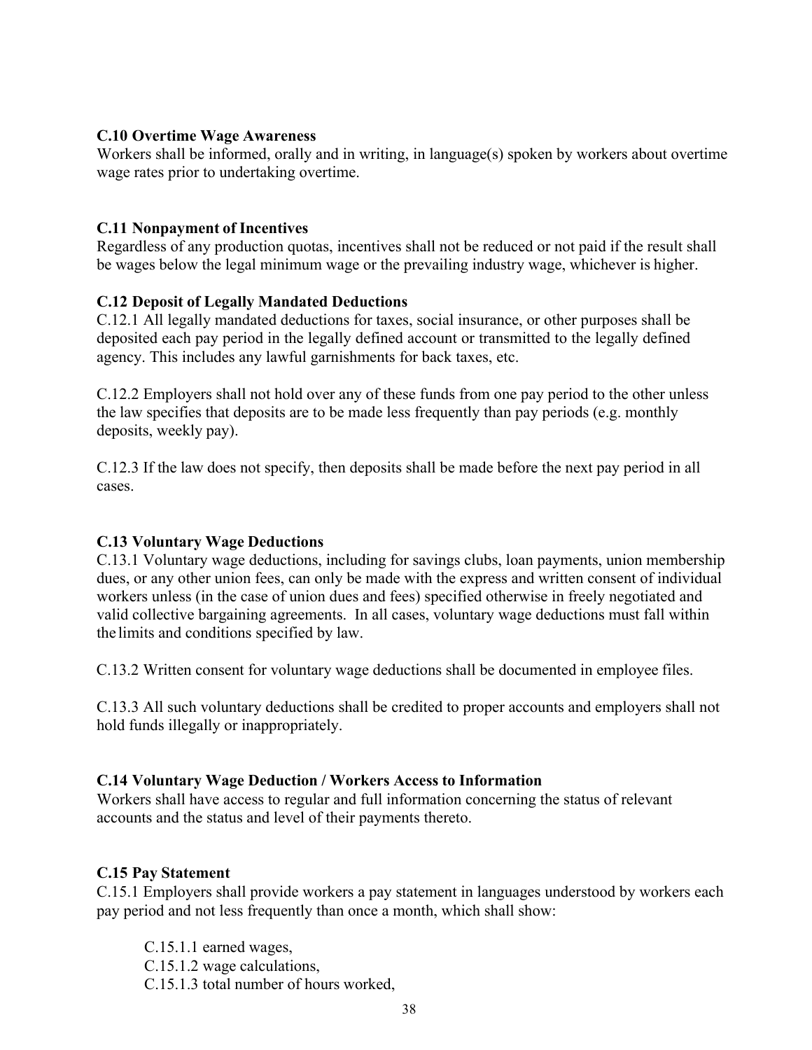**C.10 Overtime Wage Awareness**

Workers shall be informed, orally and in writing, in language(s) spoken by workers about overtime wage rates prior to undertaking overtime.

**C.11 Nonpayment of Incentives**

Regardless of any production quotas, incentives shall not be reduced or not paid if the result shall be wages below the legal minimum wage or the prevailing industry wage, whichever is higher.

**C.12 Deposit of Legally Mandated Deductions**

C.12.1 All legally mandated deductions for taxes, social insurance, or other purposes shall be deposited each pay period in the legally defined account or transmitted to the legally defined agency. This includes any lawful garnishments for back taxes, etc.

C.12.2 Employers shall not hold over any of these funds from one pay period to the other unless the law specifies that deposits are to be made less frequently than pay periods (e.g. monthly deposits, weekly pay).

C.12.3 If the law does not specify, then deposits shall be made before the next pay period in all cases.

**C.13 Voluntary Wage Deductions**

C.13.1 Voluntary wage deductions, including for savings clubs, loan payments, union membership dues, or any other union fees, can only be made with the express and written consent of individual workers unless (in the case of union dues and fees) specified otherwise in freely negotiated and valid collective bargaining agreements. In all cases, voluntary wage deductions must fall within the limits and conditions specified by law.

C.13.2 Written consent for voluntary wage deductions shall be documented in employee files.

C.13.3 All such voluntary deductions shall be credited to proper accounts and employers shall not hold funds illegally or inappropriately.

**C.14 Voluntary Wage Deduction / Workers Access to Information**

Workers shall have access to regular and full information concerning the status of relevant accounts and the status and level of their payments thereto.

**C.15 Pay Statement**

C.15.1 Employers shall provide workers a pay statement in languages understood by workers each pay period and not less frequently than once a month, which shall show:

C.15.1.1 earned wages,
C.15.1.2 wage calculations,
C.15.1.3 total number of hours worked,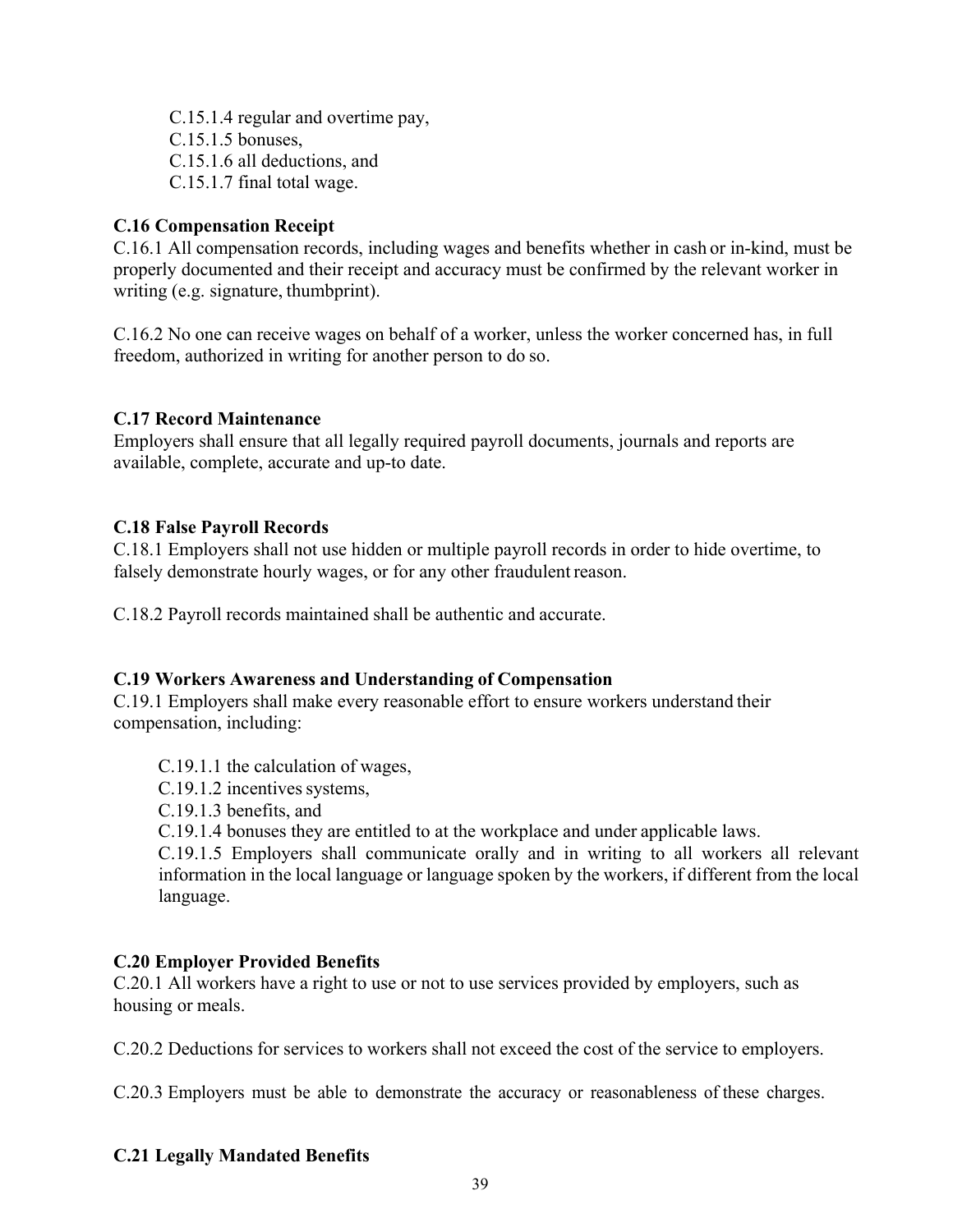C.15.1.4 regular and overtime pay,
C.15.1.5 bonuses,
C.15.1.6 all deductions, and
C.15.1.7 final total wage.

**C.16 Compensation Receipt**

C.16.1 All compensation records, including wages and benefits whether in cash or in-kind, must be properly documented and their receipt and accuracy must be confirmed by the relevant worker in writing (e.g. signature, thumbprint).

C.16.2 No one can receive wages on behalf of a worker, unless the worker concerned has, in full freedom, authorized in writing for another person to do so.

**C.17 Record Maintenance**

Employers shall ensure that all legally required payroll documents, journals and reports are available, complete, accurate and up-to date.

**C.18 False Payroll Records**

C.18.1 Employers shall not use hidden or multiple payroll records in order to hide overtime, to falsely demonstrate hourly wages, or for any other fraudulent reason.

C.18.2 Payroll records maintained shall be authentic and accurate.

**C.19 Workers Awareness and Understanding of Compensation**

C.19.1 Employers shall make every reasonable effort to ensure workers understand their compensation, including:

C.19.1.1 the calculation of wages,
C.19.1.2 incentives systems,
C.19.1.3 benefits, and
C.19.1.4 bonuses they are entitled to at the workplace and under applicable laws.
C.19.1.5 Employers shall communicate orally and in writing to all workers all relevant information in the local language or language spoken by the workers, if different from the local language.

**C.20 Employer Provided Benefits**

C.20.1 All workers have a right to use or not to use services provided by employers, such as housing or meals.

C.20.2 Deductions for services to workers shall not exceed the cost of the service to employers.

C.20.3 Employers must be able to demonstrate the accuracy or reasonableness of these charges.

**C.21 Legally Mandated Benefits**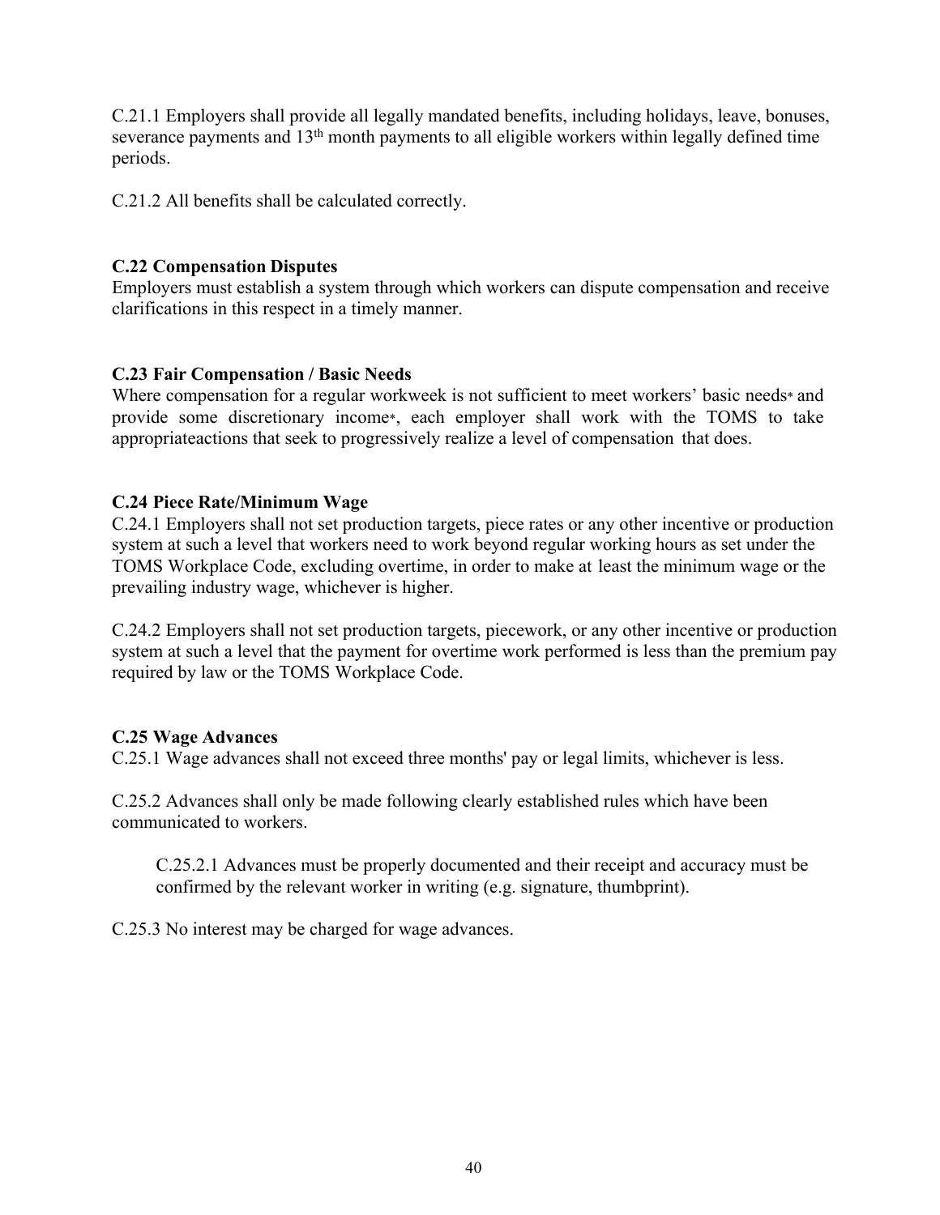C.21.1 Employers shall provide all legally mandated benefits, including holidays, leave, bonuses, severance payments and 13th month payments to all eligible workers within legally defined time periods.

C.21.2 All benefits shall be calculated correctly.

**C.22 Compensation Disputes**

Employers must establish a system through which workers can dispute compensation and receive clarifications in this respect in a timely manner.

**C.23 Fair Compensation / Basic Needs**

Where compensation for a regular workweek is not sufficient to meet workers' basic needs* and provide some discretionary income*, each employer shall work with the TOMS to take appropriateactions that seek to progressively realize a level of compensation that does.

**C.24 Piece Rate/Minimum Wage**

C.24.1 Employers shall not set production targets, piece rates or any other incentive or production system at such a level that workers need to work beyond regular working hours as set under the TOMS Workplace Code, excluding overtime, in order to make at least the minimum wage or the prevailing industry wage, whichever is higher.

C.24.2 Employers shall not set production targets, piecework, or any other incentive or production system at such a level that the payment for overtime work performed is less than the premium pay required by law or the TOMS Workplace Code.

**C.25 Wage Advances**

C.25.1 Wage advances shall not exceed three months' pay or legal limits, whichever is less.

C.25.2 Advances shall only be made following clearly established rules which have been communicated to workers.

> C.25.2.1 Advances must be properly documented and their receipt and accuracy must be confirmed by the relevant worker in writing (e.g. signature, thumbprint).

C.25.3 No interest may be charged for wage advances.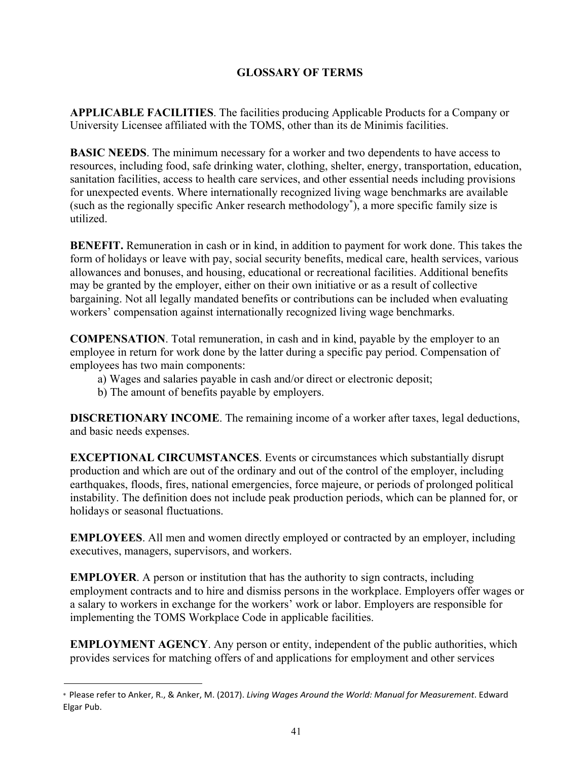## GLOSSARY OF TERMS

**APPLICABLE FACILITIES**. The facilities producing Applicable Products for a Company or University Licensee affiliated with the TOMS, other than its de Minimis facilities.

**BASIC NEEDS**. The minimum necessary for a worker and two dependents to have access to resources, including food, safe drinking water, clothing, shelter, energy, transportation, education, sanitation facilities, access to health care services, and other essential needs including provisions for unexpected events. Where internationally recognized living wage benchmarks are available (such as the regionally specific Anker research methodology[*]), a more specific family size is utilized.

**BENEFIT.** Remuneration in cash or in kind, in addition to payment for work done. This takes the form of holidays or leave with pay, social security benefits, medical care, health services, various allowances and bonuses, and housing, educational or recreational facilities. Additional benefits may be granted by the employer, either on their own initiative or as a result of collective bargaining. Not all legally mandated benefits or contributions can be included when evaluating workers' compensation against internationally recognized living wage benchmarks.

**COMPENSATION**. Total remuneration, in cash and in kind, payable by the employer to an employee in return for work done by the latter during a specific pay period. Compensation of employees has two main components:

a) Wages and salaries payable in cash and/or direct or electronic deposit;
b) The amount of benefits payable by employers.

**DISCRETIONARY INCOME**. The remaining income of a worker after taxes, legal deductions, and basic needs expenses.

**EXCEPTIONAL CIRCUMSTANCES**. Events or circumstances which substantially disrupt production and which are out of the ordinary and out of the control of the employer, including earthquakes, floods, fires, national emergencies, force majeure, or periods of prolonged political instability. The definition does not include peak production periods, which can be planned for, or holidays or seasonal fluctuations.

**EMPLOYEES**. All men and women directly employed or contracted by an employer, including executives, managers, supervisors, and workers.

**EMPLOYER**. A person or institution that has the authority to sign contracts, including employment contracts and to hire and dismiss persons in the workplace. Employers offer wages or a salary to workers in exchange for the workers' work or labor. Employers are responsible for implementing the TOMS Workplace Code in applicable facilities.

**EMPLOYMENT AGENCY**. Any person or entity, independent of the public authorities, which provides services for matching offers of and applications for employment and other services

---

[*] Please refer to Anker, R., & Anker, M. (2017). *Living Wages Around the World: Manual for Measurement*. Edward Elgar Pub.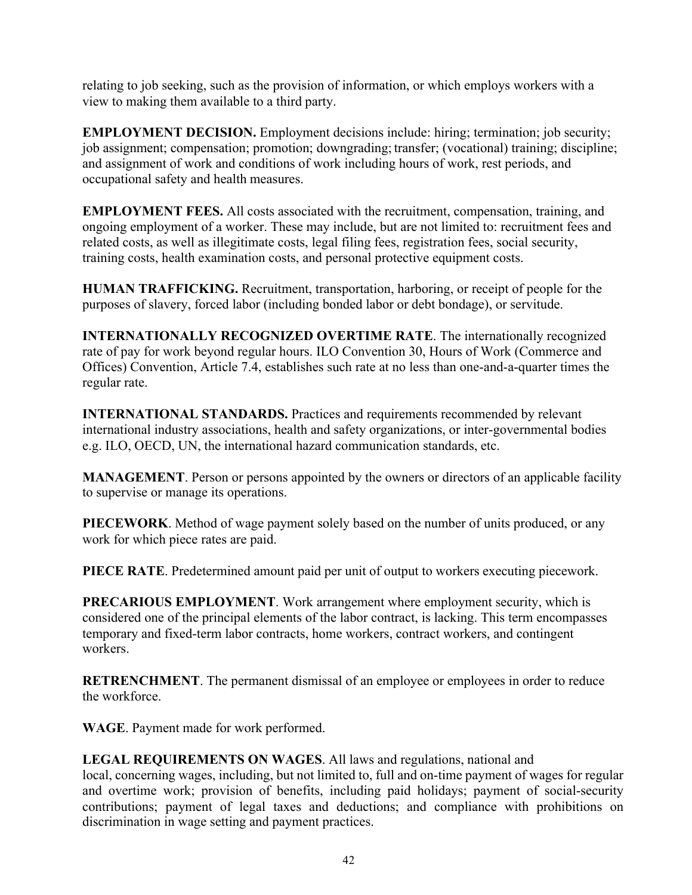relating to job seeking, such as the provision of information, or which employs workers with a view to making them available to a third party.

**EMPLOYMENT DECISION.** Employment decisions include: hiring; termination; job security; job assignment; compensation; promotion; downgrading; transfer; (vocational) training; discipline; and assignment of work and conditions of work including hours of work, rest periods, and occupational safety and health measures.

**EMPLOYMENT FEES.** All costs associated with the recruitment, compensation, training, and ongoing employment of a worker. These may include, but are not limited to: recruitment fees and related costs, as well as illegitimate costs, legal filing fees, registration fees, social security, training costs, health examination costs, and personal protective equipment costs.

**HUMAN TRAFFICKING.** Recruitment, transportation, harboring, or receipt of people for the purposes of slavery, forced labor (including bonded labor or debt bondage), or servitude.

**INTERNATIONALLY RECOGNIZED OVERTIME RATE**. The internationally recognized rate of pay for work beyond regular hours. ILO Convention 30, Hours of Work (Commerce and Offices) Convention, Article 7.4, establishes such rate at no less than one-and-a-quarter times the regular rate.

**INTERNATIONAL STANDARDS.** Practices and requirements recommended by relevant international industry associations, health and safety organizations, or inter-governmental bodies e.g. ILO, OECD, UN, the international hazard communication standards, etc.

**MANAGEMENT**. Person or persons appointed by the owners or directors of an applicable facility to supervise or manage its operations.

**PIECEWORK**. Method of wage payment solely based on the number of units produced, or any work for which piece rates are paid.

**PIECE RATE**. Predetermined amount paid per unit of output to workers executing piecework.

**PRECARIOUS EMPLOYMENT**. Work arrangement where employment security, which is considered one of the principal elements of the labor contract, is lacking. This term encompasses temporary and fixed-term labor contracts, home workers, contract workers, and contingent workers.

**RETRENCHMENT**. The permanent dismissal of an employee or employees in order to reduce the workforce.

**WAGE**. Payment made for work performed.

**LEGAL REQUIREMENTS ON WAGES**. All laws and regulations, national and local, concerning wages, including, but not limited to, full and on-time payment of wages for regular and overtime work; provision of benefits, including paid holidays; payment of social-security contributions; payment of legal taxes and deductions; and compliance with prohibitions on discrimination in wage setting and payment practices.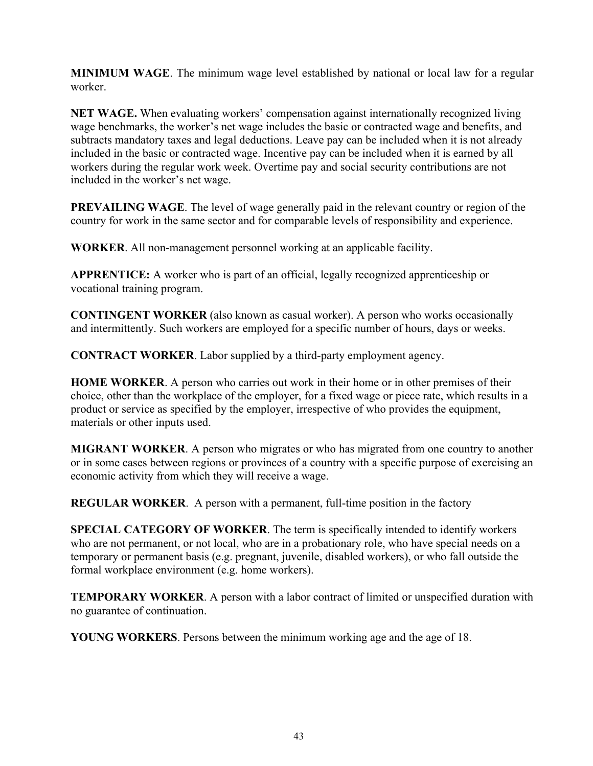**MINIMUM WAGE**. The minimum wage level established by national or local law for a regular worker.

**NET WAGE.** When evaluating workers' compensation against internationally recognized living wage benchmarks, the worker's net wage includes the basic or contracted wage and benefits, and subtracts mandatory taxes and legal deductions. Leave pay can be included when it is not already included in the basic or contracted wage. Incentive pay can be included when it is earned by all workers during the regular work week. Overtime pay and social security contributions are not included in the worker's net wage.

**PREVAILING WAGE**. The level of wage generally paid in the relevant country or region of the country for work in the same sector and for comparable levels of responsibility and experience.

**WORKER**. All non-management personnel working at an applicable facility.

**APPRENTICE:** A worker who is part of an official, legally recognized apprenticeship or vocational training program.

**CONTINGENT WORKER** (also known as casual worker). A person who works occasionally and intermittently. Such workers are employed for a specific number of hours, days or weeks.

**CONTRACT WORKER**. Labor supplied by a third-party employment agency.

**HOME WORKER**. A person who carries out work in their home or in other premises of their choice, other than the workplace of the employer, for a fixed wage or piece rate, which results in a product or service as specified by the employer, irrespective of who provides the equipment, materials or other inputs used.

**MIGRANT WORKER**. A person who migrates or who has migrated from one country to another or in some cases between regions or provinces of a country with a specific purpose of exercising an economic activity from which they will receive a wage.

**REGULAR WORKER**. A person with a permanent, full-time position in the factory

**SPECIAL CATEGORY OF WORKER**. The term is specifically intended to identify workers who are not permanent, or not local, who are in a probationary role, who have special needs on a temporary or permanent basis (e.g. pregnant, juvenile, disabled workers), or who fall outside the formal workplace environment (e.g. home workers).

**TEMPORARY WORKER**. A person with a labor contract of limited or unspecified duration with no guarantee of continuation.

**YOUNG WORKERS**. Persons between the minimum working age and the age of 18.